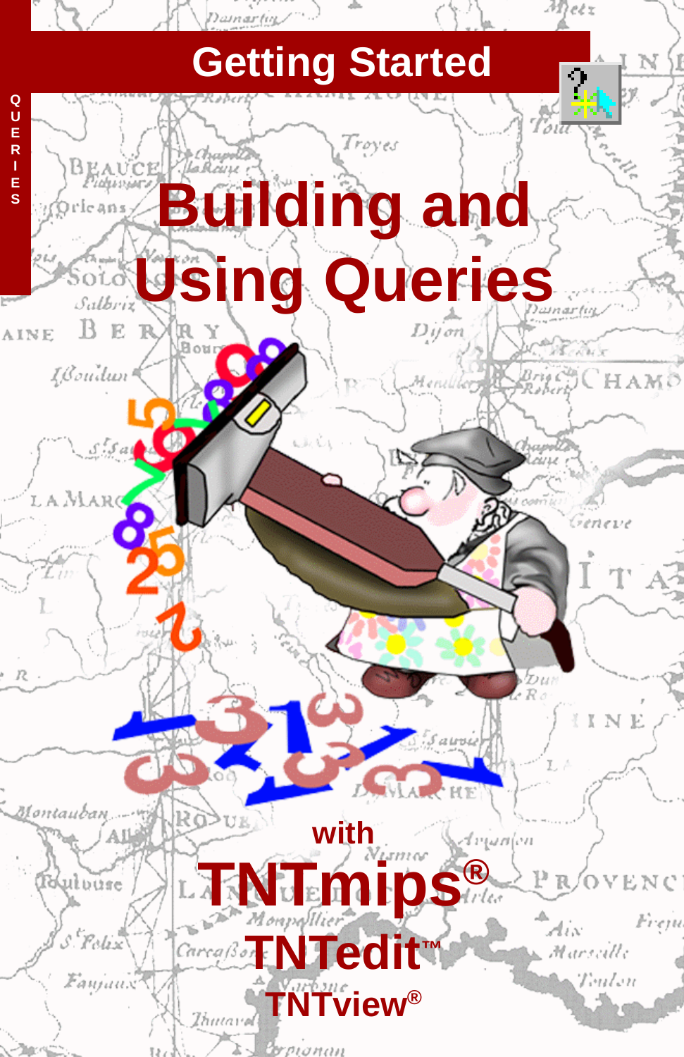QUERIES

Getting Started

# Building and Using Queries

with

**TNTmips®**

**TNTedit™**

**TNTview®**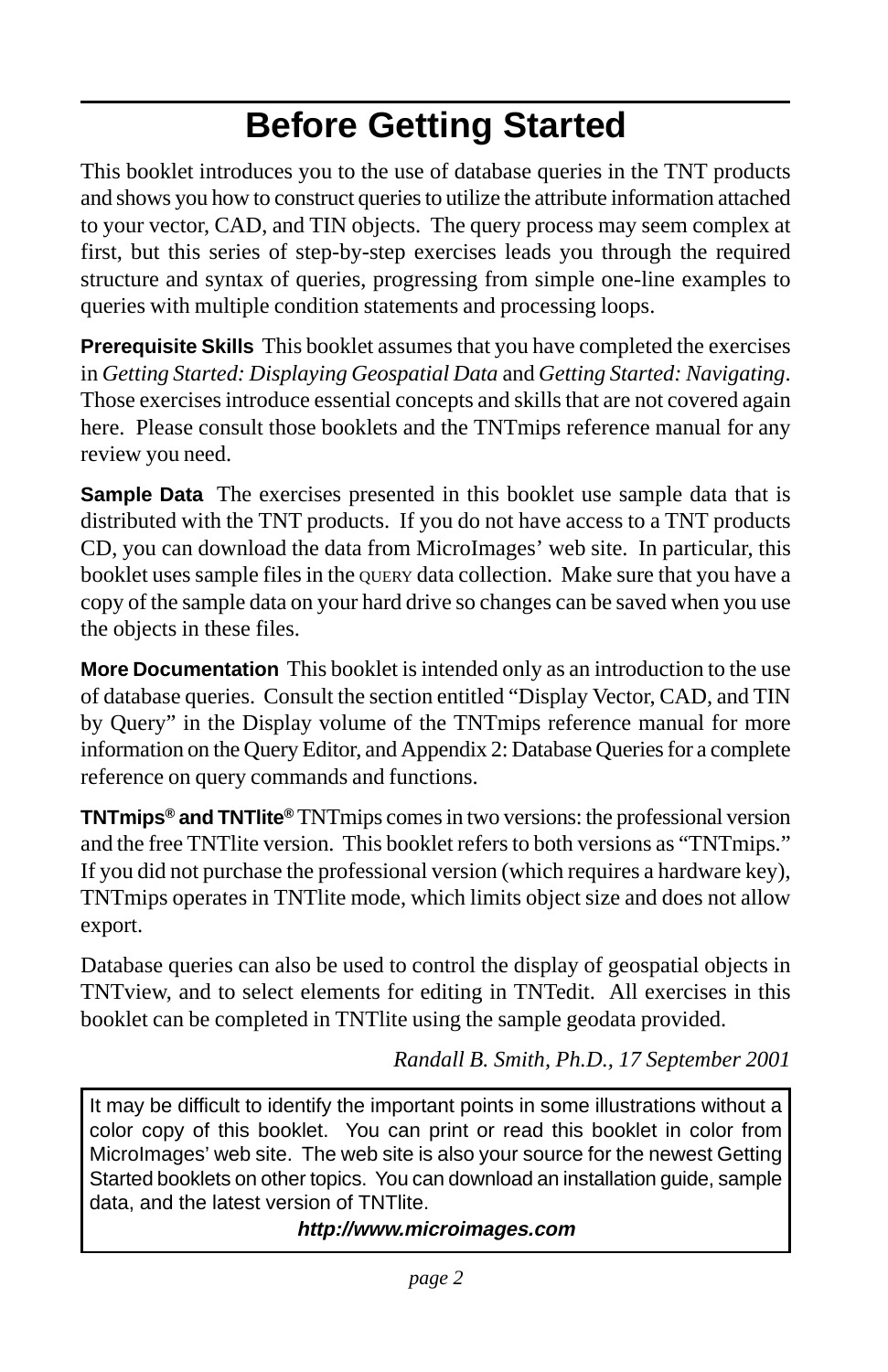# Before Getting Started

This booklet introduces you to the use of database queries in the TNT products and shows you how to construct queries to utilize the attribute information attached to your vector, CAD, and TIN objects. The query process may seem complex at first, but this series of step-by-step exercises leads you through the required structure and syntax of queries, progressing from simple one-line examples to queries with multiple condition statements and processing loops.

**Prerequisite Skills** This booklet assumes that you have completed the exercises in *Getting Started: Displaying Geospatial Data* and *Getting Started: Navigating*. Those exercises introduce essential concepts and skills that are not covered again here. Please consult those booklets and the TNTmips reference manual for any review you need.

**Sample Data** The exercises presented in this booklet use sample data that is distributed with the TNT products. If you do not have access to a TNT products CD, you can download the data from MicroImages' web site. In particular, this booklet uses sample files in the QUERY data collection. Make sure that you have a copy of the sample data on your hard drive so changes can be saved when you use the objects in these files.

**More Documentation** This booklet is intended only as an introduction to the use of database queries. Consult the section entitled "Display Vector, CAD, and TIN by Query" in the Display volume of the TNTmips reference manual for more information on the Query Editor, and Appendix 2: Database Queries for a complete reference on query commands and functions.

**TNTmips® and TNTlite®** TNTmips comes in two versions: the professional version and the free TNTlite version. This booklet refers to both versions as "TNTmips." If you did not purchase the professional version (which requires a hardware key), TNTmips operates in TNTlite mode, which limits object size and does not allow export.

Database queries can also be used to control the display of geospatial objects in TNTview, and to select elements for editing in TNTedit. All exercises in this booklet can be completed in TNTlite using the sample geodata provided.

*Randall B. Smith, Ph.D., 17 September 2001*

It may be difficult to identify the important points in some illustrations without a color copy of this booklet. You can print or read this booklet in color from MicroImages' web site. The web site is also your source for the newest Getting Started booklets on other topics. You can download an installation guide, sample data, and the latest version of TNTlite.

***http://www.microimages.com***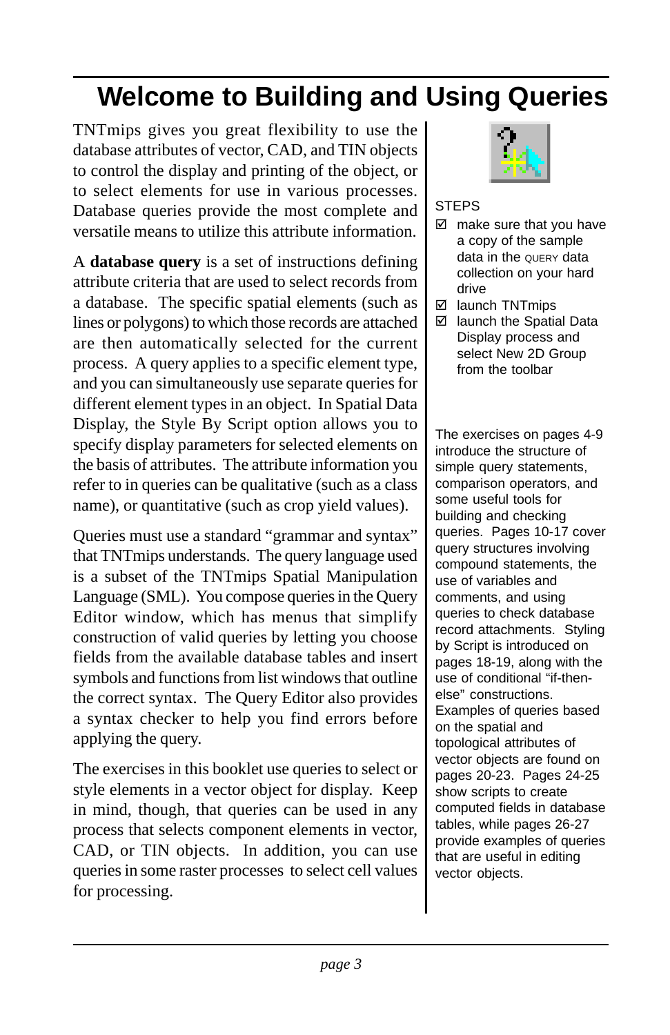# Welcome to Building and Using Queries

TNTmips gives you great flexibility to use the database attributes of vector, CAD, and TIN objects to control the display and printing of the object, or to select elements for use in various processes. Database queries provide the most complete and versatile means to utilize this attribute information.

A **database query** is a set of instructions defining attribute criteria that are used to select records from a database. The specific spatial elements (such as lines or polygons) to which those records are attached are then automatically selected for the current process. A query applies to a specific element type, and you can simultaneously use separate queries for different element types in an object. In Spatial Data Display, the Style By Script option allows you to specify display parameters for selected elements on the basis of attributes. The attribute information you refer to in queries can be qualitative (such as a class name), or quantitative (such as crop yield values).

Queries must use a standard "grammar and syntax" that TNTmips understands. The query language used is a subset of the TNTmips Spatial Manipulation Language (SML). You compose queries in the Query Editor window, which has menus that simplify construction of valid queries by letting you choose fields from the available database tables and insert symbols and functions from list windows that outline the correct syntax. The Query Editor also provides a syntax checker to help you find errors before applying the query.

The exercises in this booklet use queries to select or style elements in a vector object for display. Keep in mind, though, that queries can be used in any process that selects component elements in vector, CAD, or TIN objects. In addition, you can use queries in some raster processes to select cell values for processing.

STEPS

- ☑ make sure that you have a copy of the sample data in the QUERY data collection on your hard drive
- ☑ launch TNTmips
- ☑ launch the Spatial Data Display process and select New 2D Group from the toolbar

The exercises on pages 4-9 introduce the structure of simple query statements, comparison operators, and some useful tools for building and checking queries. Pages 10-17 cover query structures involving compound statements, the use of variables and comments, and using queries to check database record attachments. Styling by Script is introduced on pages 18-19, along with the use of conditional "if-then-else" constructions. Examples of queries based on the spatial and topological attributes of vector objects are found on pages 20-23. Pages 24-25 show scripts to create computed fields in database tables, while pages 26-27 provide examples of queries that are useful in editing vector objects.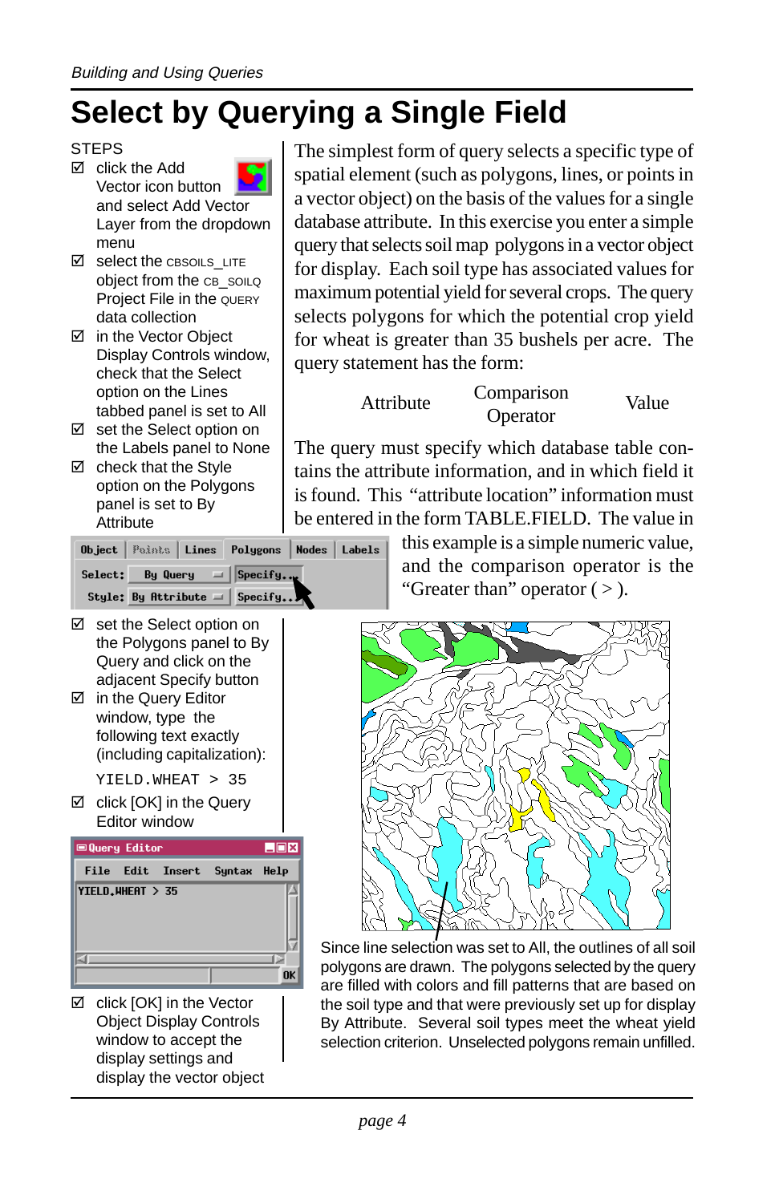# Select by Querying a Single Field

STEPS

- ☑ click the Add Vector icon button and select Add Vector Layer from the dropdown menu
- ☑ select the CBSOILS_LITE object from the CB_SOILQ Project File in the QUERY data collection
- ☑ in the Vector Object Display Controls window, check that the Select option on the Lines tabbed panel is set to All
- ☑ set the Select option on the Labels panel to None
- ☑ check that the Style option on the Polygons panel is set to By Attribute
- ☑ set the Select option on the Polygons panel to By Query and click on the adjacent Specify button
- ☑ in the Query Editor window, type the following text exactly (including capitalization):

```
YIELD.WHEAT > 35
```

- ☑ click [OK] in the Query Editor window
- ☑ click [OK] in the Vector Object Display Controls window to accept the display settings and display the vector object

The simplest form of query selects a specific type of spatial element (such as polygons, lines, or points in a vector object) on the basis of the values for a single database attribute. In this exercise you enter a simple query that selects soil map polygons in a vector object for display. Each soil type has associated values for maximum potential yield for several crops. The query selects polygons for which the potential crop yield for wheat is greater than 35 bushels per acre. The query statement has the form:

| Attribute | Comparison Operator | Value |
|---|---|---|

The query must specify which database table contains the attribute information, and in which field it is found. This "attribute location" information must be entered in the form TABLE.FIELD. The value in this example is a simple numeric value, and the comparison operator is the "Greater than" operator ( > ).

Since line selection was set to All, the outlines of all soil polygons are drawn. The polygons selected by the query are filled with colors and fill patterns that are based on the soil type and that were previously set up for display By Attribute. Several soil types meet the wheat yield selection criterion. Unselected polygons remain unfilled.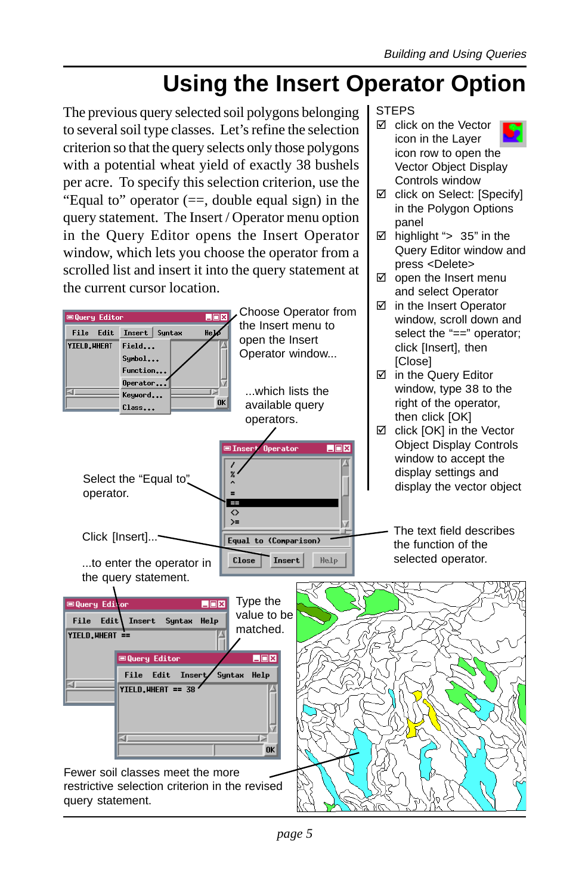# Using the Insert Operator Option

The previous query selected soil polygons belonging to several soil type classes. Let's refine the selection criterion so that the query selects only those polygons with a potential wheat yield of exactly 38 bushels per acre. To specify this selection criterion, use the "Equal to" operator (==, double equal sign) in the query statement. The Insert / Operator menu option in the Query Editor opens the Insert Operator window, which lets you choose the operator from a scrolled list and insert it into the query statement at the current cursor location.

STEPS

- ☑ click on the Vector icon in the Layer icon row to open the Vector Object Display Controls window
- ☑ click on Select: [Specify] in the Polygon Options panel
- ☑ highlight "> 35" in the Query Editor window and press <Delete>
- ☑ open the Insert menu and select Operator
- ☑ in the Insert Operator window, scroll down and select the "==" operator; click [Insert], then [Close]
- ☑ in the Query Editor window, type 38 to the right of the operator, then click [OK]
- ☑ click [OK] in the Vector Object Display Controls window to accept the display settings and display the vector object

Choose Operator from the Insert menu to open the Insert Operator window...

...which lists the available query operators.

Select the "Equal to" operator.

Click [Insert]...

...to enter the operator in the query statement.

The text field describes the function of the selected operator.

Type the value to be matched.

Fewer soil classes meet the more restrictive selection criterion in the revised query statement.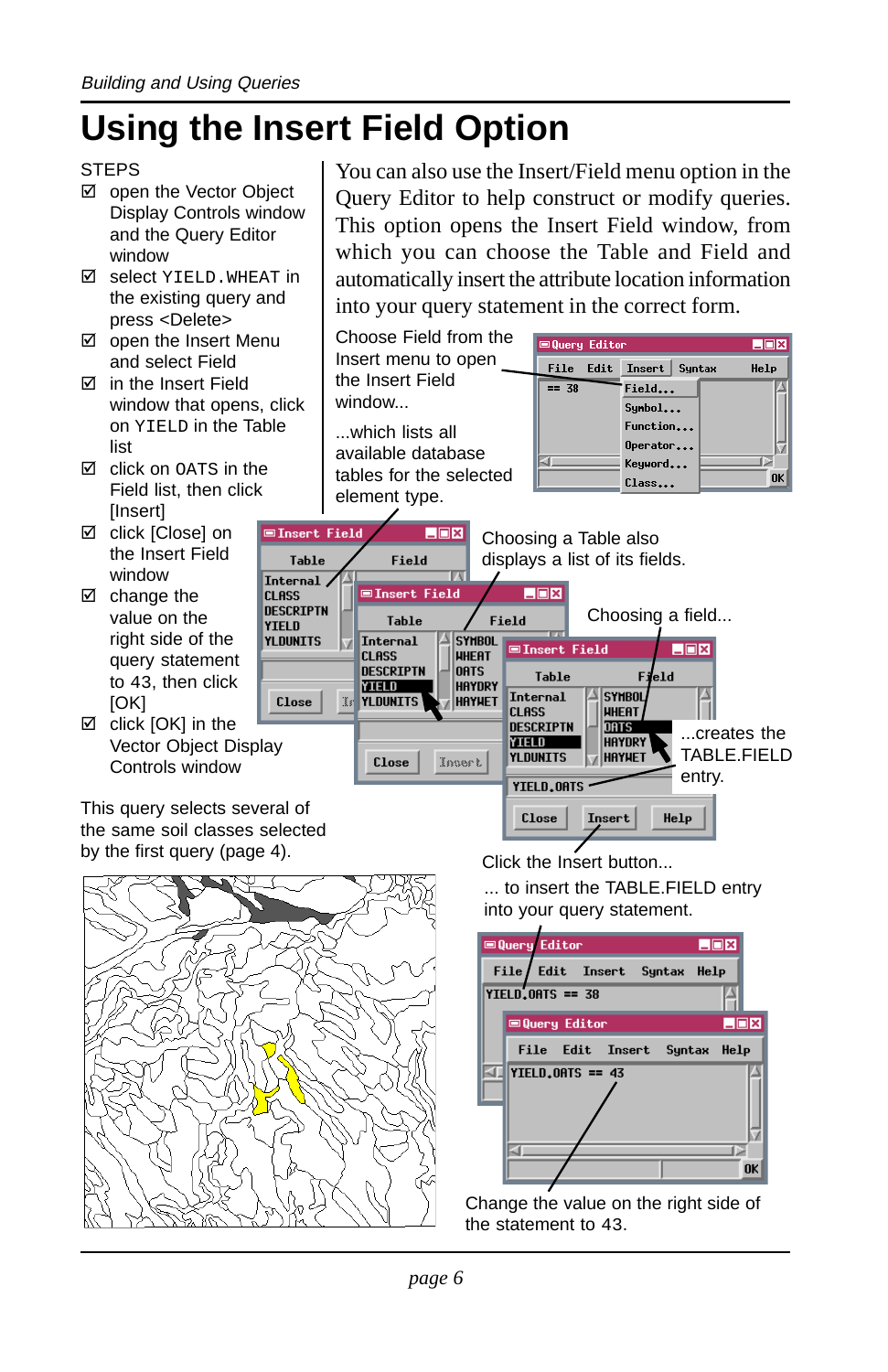# Using the Insert Field Option

STEPS

- ☑ open the Vector Object Display Controls window and the Query Editor window
- ☑ select `YIELD.WHEAT` in the existing query and press <Delete>
- ☑ open the Insert Menu and select Field
- ☑ in the Insert Field window that opens, click on `YIELD` in the Table list
- ☑ click on `OATS` in the Field list, then click [Insert]
- ☑ click [Close] on the Insert Field window
- ☑ change the value on the right side of the query statement to 43, then click [OK]
- ☑ click [OK] in the Vector Object Display Controls window

This query selects several of the same soil classes selected by the first query (page 4).

You can also use the Insert/Field menu option in the Query Editor to help construct or modify queries. This option opens the Insert Field window, from which you can choose the Table and Field and automatically insert the attribute location information into your query statement in the correct form.

Choose Field from the Insert menu to open the Insert Field window...

...which lists all available database tables for the selected element type.

Choosing a Table also displays a list of its fields.

Choosing a field...

...creates the TABLE.FIELD entry.

Click the Insert button...

... to insert the TABLE.FIELD entry into your query statement.

Change the value on the right side of the statement to 43.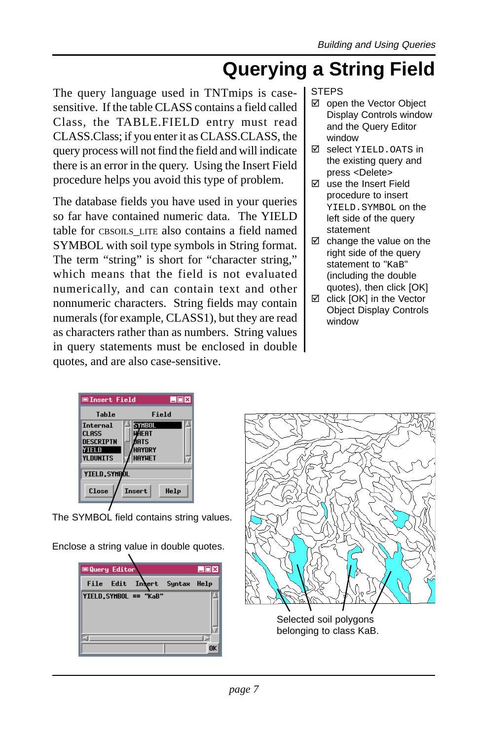# Querying a String Field

The query language used in TNTmips is case-sensitive. If the table CLASS contains a field called Class, the TABLE.FIELD entry must read CLASS.Class; if you enter it as CLASS.CLASS, the query process will not find the field and will indicate there is an error in the query. Using the Insert Field procedure helps you avoid this type of problem.

The database fields you have used in your queries so far have contained numeric data. The YIELD table for CBSOILS_LITE also contains a field named SYMBOL with soil type symbols in String format. The term "string" is short for "character string," which means that the field is not evaluated numerically, and can contain text and other nonnumeric characters. String fields may contain numerals (for example, CLASS1), but they are read as characters rather than as numbers. String values in query statements must be enclosed in double quotes, and are also case-sensitive.

STEPS

- ☑ open the Vector Object Display Controls window and the Query Editor window
- ☑ select `YIELD.OATS` in the existing query and press <Delete>
- ☑ use the Insert Field procedure to insert `YIELD.SYMBOL` on the left side of the query statement
- ☑ change the value on the right side of the query statement to "KaB" (including the double quotes), then click [OK]
- ☑ click [OK] in the Vector Object Display Controls window

The SYMBOL field contains string values.

Enclose a string value in double quotes.

Selected soil polygons belonging to class KaB.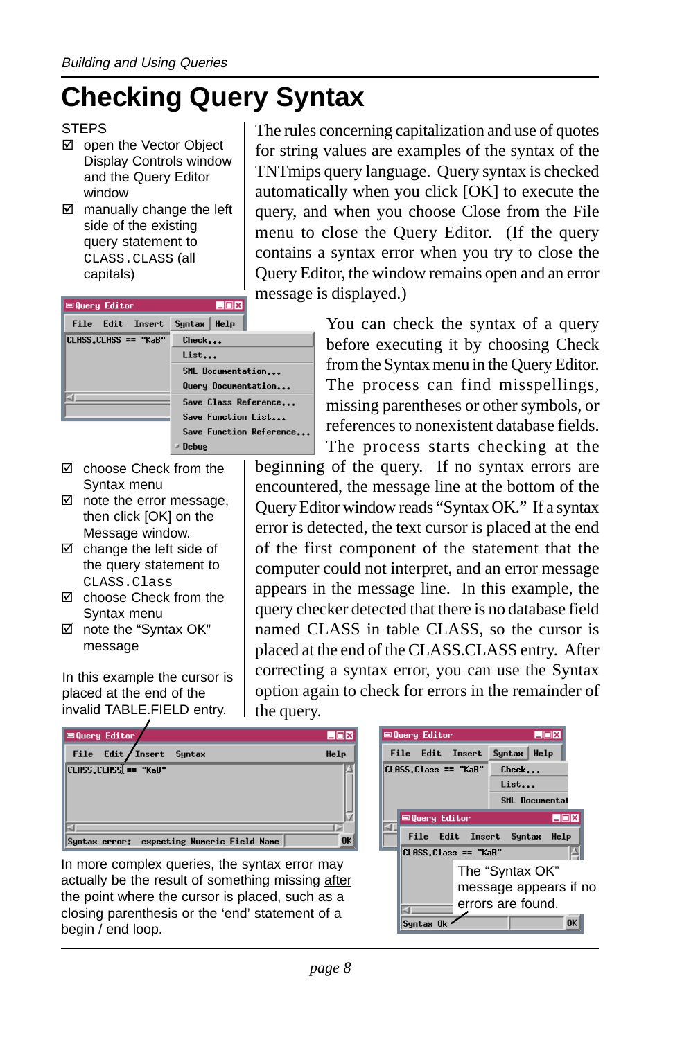# Checking Query Syntax

STEPS

- ☑ open the Vector Object Display Controls window and the Query Editor window
- ☑ manually change the left side of the existing query statement to `CLASS.CLASS` (all capitals)

The rules concerning capitalization and use of quotes for string values are examples of the syntax of the TNTmips query language. Query syntax is checked automatically when you click [OK] to execute the query, and when you choose Close from the File menu to close the Query Editor. (If the query contains a syntax error when you try to close the Query Editor, the window remains open and an error message is displayed.)

You can check the syntax of a query before executing it by choosing Check from the Syntax menu in the Query Editor. The process can find misspellings, missing parentheses or other symbols, or references to nonexistent database fields. The process starts checking at the beginning of the query. If no syntax errors are encountered, the message line at the bottom of the Query Editor window reads “Syntax OK.” If a syntax error is detected, the text cursor is placed at the end of the first component of the statement that the computer could not interpret, and an error message appears in the message line. In this example, the query checker detected that there is no database field named CLASS in table CLASS, so the cursor is placed at the end of the CLASS.CLASS entry. After correcting a syntax error, you can use the Syntax option again to check for errors in the remainder of the query.

- ☑ choose Check from the Syntax menu
- ☑ note the error message, then click [OK] on the Message window.
- ☑ change the left side of the query statement to `CLASS.Class`
- ☑ choose Check from the Syntax menu
- ☑ note the “Syntax OK” message

In this example the cursor is placed at the end of the invalid TABLE.FIELD entry.

In more complex queries, the syntax error may actually be the result of something missing <u>after</u> the point where the cursor is placed, such as a closing parenthesis or the ‘end’ statement of a begin / end loop.

The “Syntax OK” message appears if no errors are found.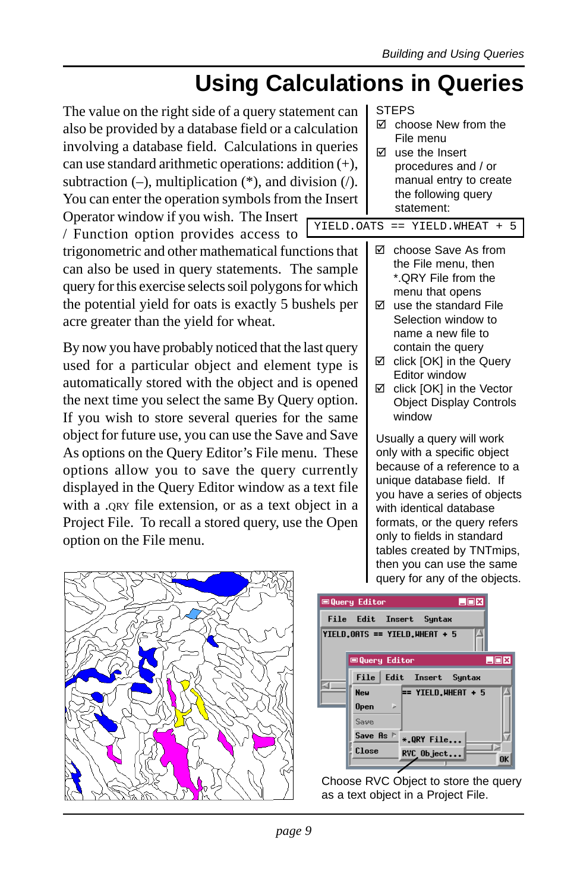# Using Calculations in Queries

The value on the right side of a query statement can also be provided by a database field or a calculation involving a database field. Calculations in queries can use standard arithmetic operations: addition (+), subtraction (–), multiplication (*), and division (/). You can enter the operation symbols from the Insert Operator window if you wish. The Insert / Function option provides access to trigonometric and other mathematical functions that can also be used in query statements. The sample query for this exercise selects soil polygons for which the potential yield for oats is exactly 5 bushels per acre greater than the yield for wheat.

By now you have probably noticed that the last query used for a particular object and element type is automatically stored with the object and is opened the next time you select the same By Query option. If you wish to store several queries for the same object for future use, you can use the Save and Save As options on the Query Editor's File menu. These options allow you to save the query currently displayed in the Query Editor window as a text file with a .QRY file extension, or as a text object in a Project File. To recall a stored query, use the Open option on the File menu.

STEPS

- ☑ choose New from the File menu
- ☑ use the Insert procedures and / or manual entry to create the following query statement:

```
YIELD.OATS == YIELD.WHEAT + 5
```

- ☑ choose Save As from the File menu, then *.QRY File from the menu that opens
- ☑ use the standard File Selection window to name a new file to contain the query
- ☑ click [OK] in the Query Editor window
- ☑ click [OK] in the Vector Object Display Controls window

Usually a query will work only with a specific object because of a reference to a unique database field. If you have a series of objects with identical database formats, or the query refers only to fields in standard tables created by TNTmips, then you can use the same query for any of the objects.

Choose RVC Object to store the query as a text object in a Project File.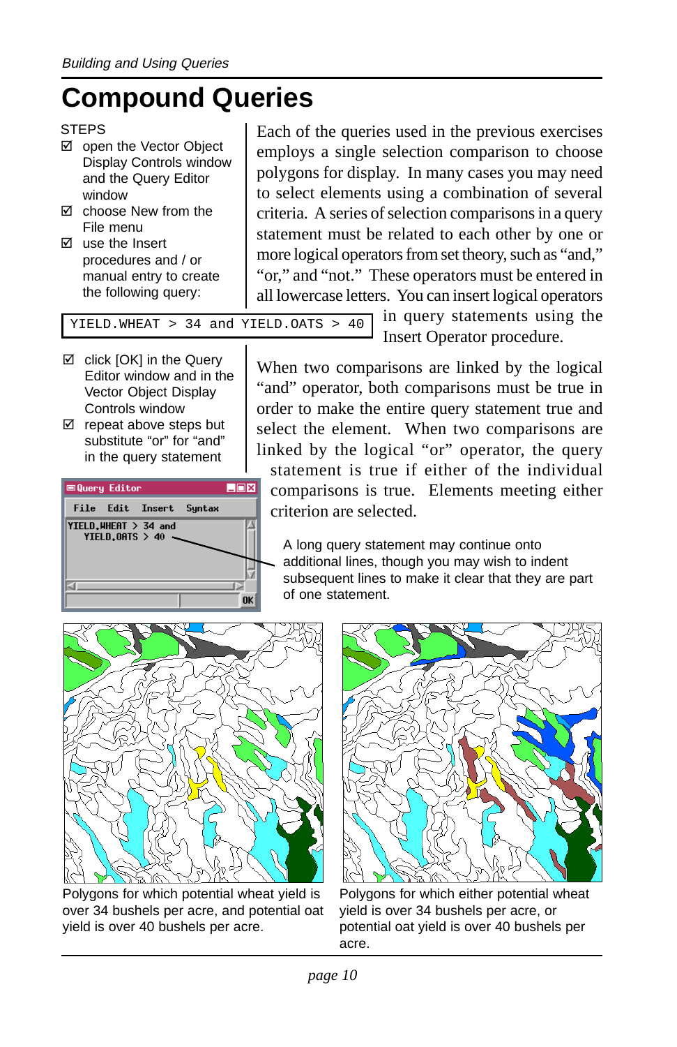# Compound Queries

STEPS

- ☑ open the Vector Object Display Controls window and the Query Editor window
- ☑ choose New from the File menu
- ☑ use the Insert procedures and / or manual entry to create the following query:

```
YIELD.WHEAT > 34 and YIELD.OATS > 40
```

- ☑ click [OK] in the Query Editor window and in the Vector Object Display Controls window
- ☑ repeat above steps but substitute “or” for “and” in the query statement

Each of the queries used in the previous exercises employs a single selection comparison to choose polygons for display. In many cases you may need to select elements using a combination of several criteria. A series of selection comparisons in a query statement must be related to each other by one or more logical operators from set theory, such as “and,” “or,” and “not.” These operators must be entered in all lowercase letters. You can insert logical operators in query statements using the Insert Operator procedure.

When two comparisons are linked by the logical “and” operator, both comparisons must be true in order to make the entire query statement true and select the element. When two comparisons are linked by the logical “or” operator, the query statement is true if either of the individual comparisons is true. Elements meeting either criterion are selected.

A long query statement may continue onto additional lines, though you may wish to indent subsequent lines to make it clear that they are part of one statement.

Polygons for which potential wheat yield is over 34 bushels per acre, and potential oat yield is over 40 bushels per acre.

Polygons for which either potential wheat yield is over 34 bushels per acre, or potential oat yield is over 40 bushels per acre.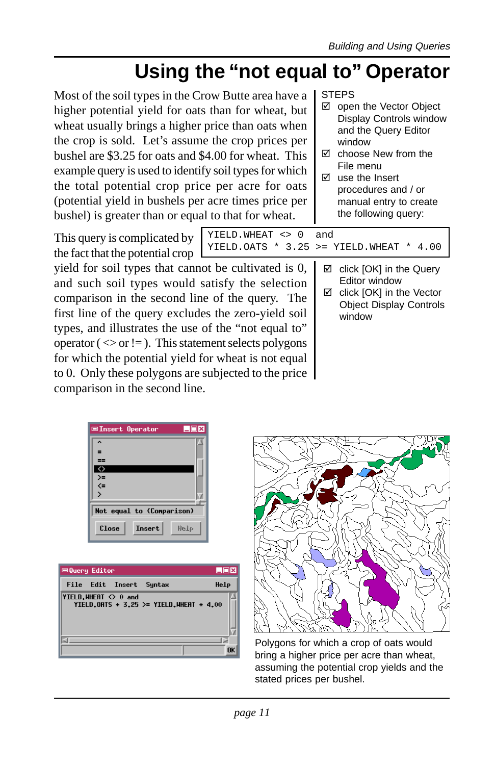# Using the "not equal to" Operator

Most of the soil types in the Crow Butte area have a higher potential yield for oats than for wheat, but wheat usually brings a higher price than oats when the crop is sold. Let's assume the crop prices per bushel are $3.25 for oats and $4.00 for wheat. This example query is used to identify soil types for which the total potential crop price per acre for oats (potential yield in bushels per acre times price per bushel) is greater than or equal to that for wheat.

STEPS

- ☑ open the Vector Object Display Controls window and the Query Editor window
- ☑ choose New from the File menu
- ☑ use the Insert procedures and / or manual entry to create the following query:

```
YIELD.WHEAT <> 0  and
YIELD.OATS * 3.25 >= YIELD.WHEAT * 4.00
```

- ☑ click [OK] in the Query Editor window
- ☑ click [OK] in the Vector Object Display Controls window

This query is complicated by the fact that the potential crop yield for soil types that cannot be cultivated is 0, and such soil types would satisfy the selection comparison in the second line of the query. The first line of the query excludes the zero-yield soil types, and illustrates the use of the "not equal to" operator ( <> or != ). This statement selects polygons for which the potential yield for wheat is not equal to 0. Only these polygons are subjected to the price comparison in the second line.

Polygons for which a crop of oats would bring a higher price per acre than wheat, assuming the potential crop yields and the stated prices per bushel.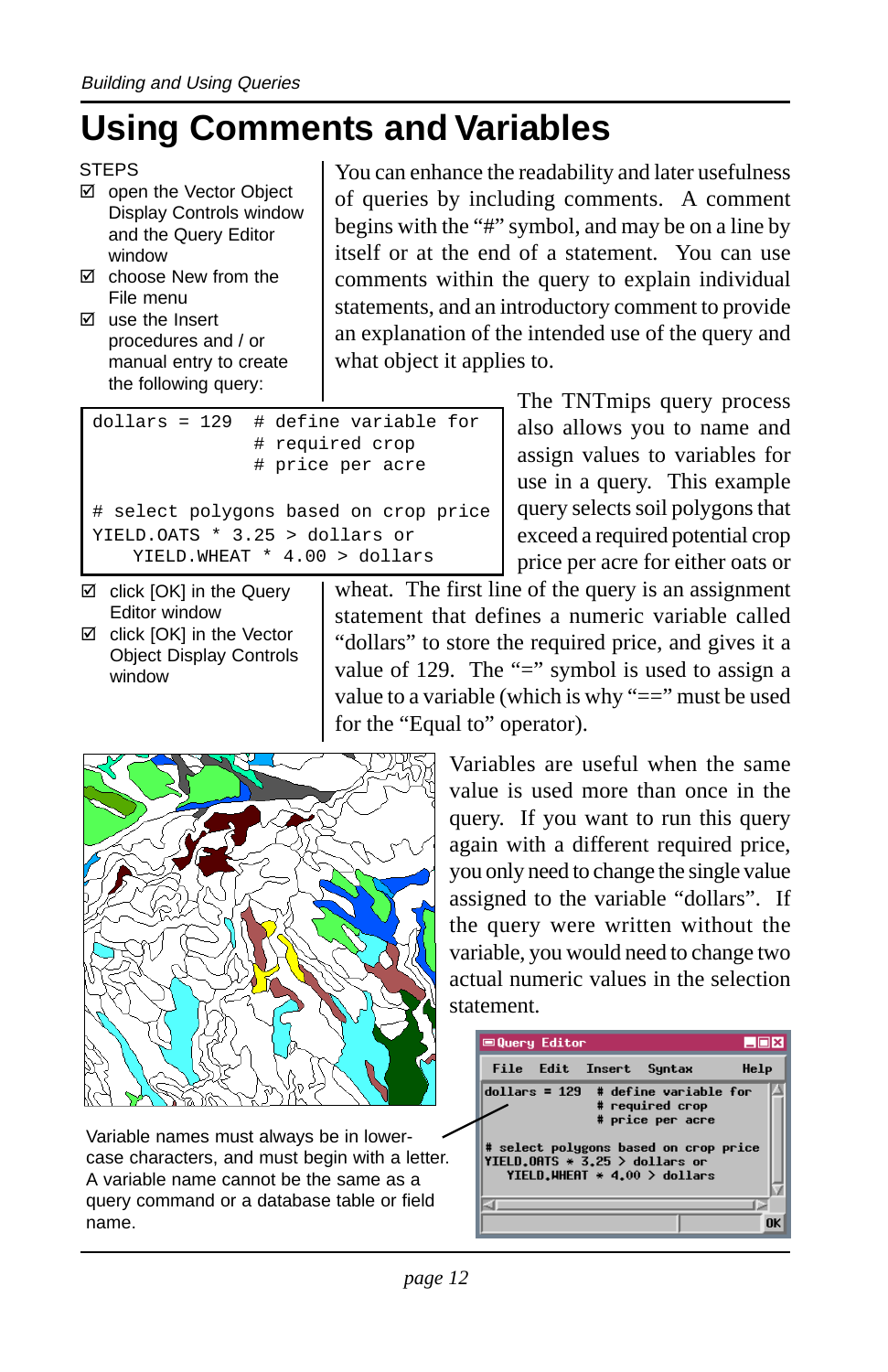# Using Comments and Variables

STEPS

- ☑ open the Vector Object Display Controls window and the Query Editor window
- ☑ choose New from the File menu
- ☑ use the Insert procedures and / or manual entry to create the following query:

```
dollars = 129   # define variable for
                # required crop
                # price per acre

# select polygons based on crop price
YIELD.OATS * 3.25 > dollars or
    YIELD.WHEAT * 4.00 > dollars
```

- ☑ click [OK] in the Query Editor window
- ☑ click [OK] in the Vector Object Display Controls window

You can enhance the readability and later usefulness of queries by including comments. A comment begins with the "#" symbol, and may be on a line by itself or at the end of a statement. You can use comments within the query to explain individual statements, and an introductory comment to provide an explanation of the intended use of the query and what object it applies to.

The TNTmips query process also allows you to name and assign values to variables for use in a query. This example query selects soil polygons that exceed a required potential crop price per acre for either oats or wheat. The first line of the query is an assignment statement that defines a numeric variable called "dollars" to store the required price, and gives it a value of 129. The "=" symbol is used to assign a value to a variable (which is why "==" must be used for the "Equal to" operator).

Variables are useful when the same value is used more than once in the query. If you want to run this query again with a different required price, you only need to change the single value assigned to the variable "dollars". If the query were written without the variable, you would need to change two actual numeric values in the selection statement.

Variable names must always be in lower-case characters, and must begin with a letter. A variable name cannot be the same as a query command or a database table or field name.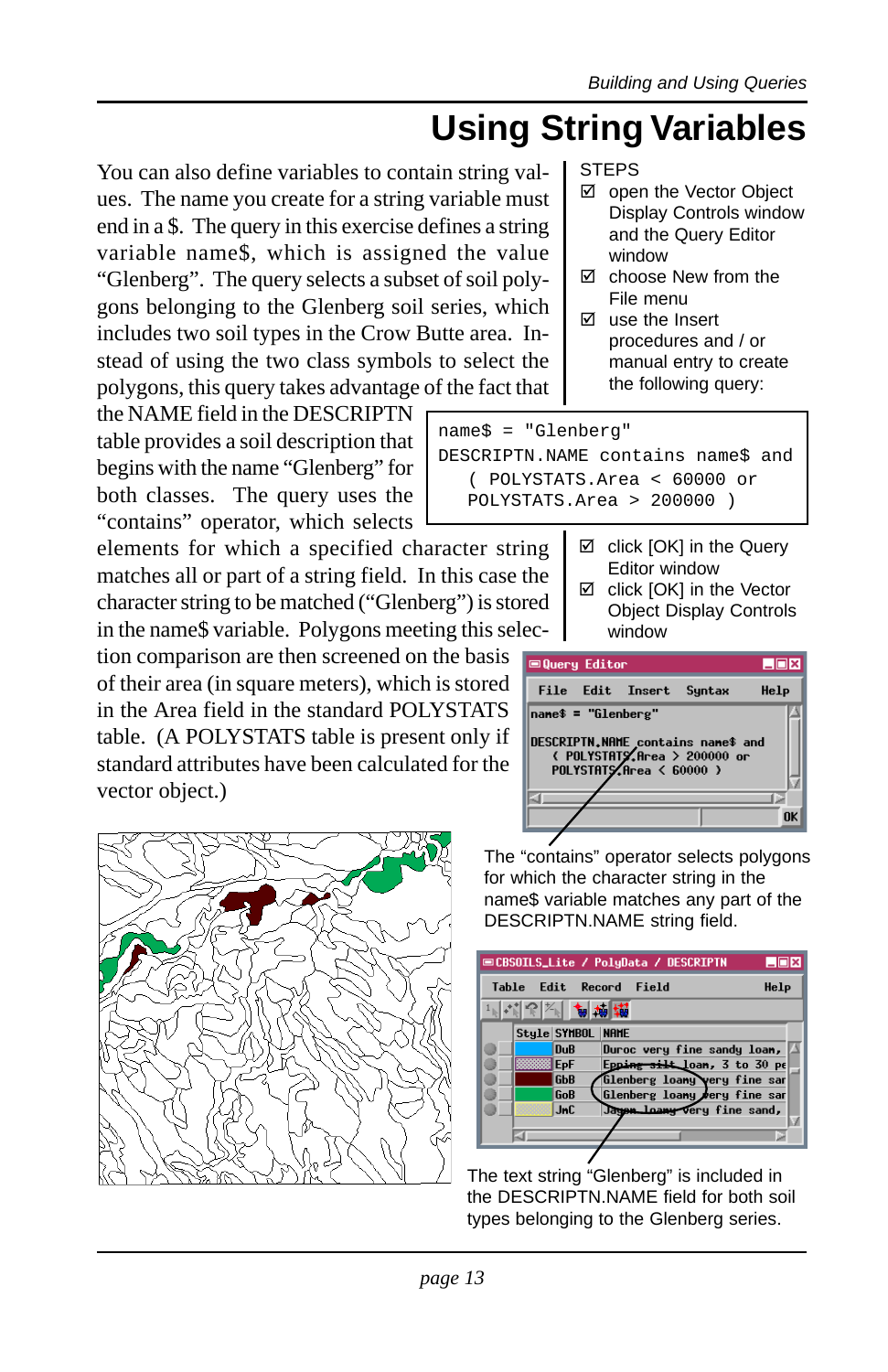# Using String Variables

You can also define variables to contain string values. The name you create for a string variable must end in a $. The query in this exercise defines a string variable name$, which is assigned the value “Glenberg”. The query selects a subset of soil polygons belonging to the Glenberg soil series, which includes two soil types in the Crow Butte area. Instead of using the two class symbols to select the polygons, this query takes advantage of the fact that the NAME field in the DESCRIPTN table provides a soil description that begins with the name “Glenberg” for both classes. The query uses the “contains” operator, which selects elements for which a specified character string matches all or part of a string field. In this case the character string to be matched (“Glenberg”) is stored in the name$ variable. Polygons meeting this selection comparison are then screened on the basis of their area (in square meters), which is stored in the Area field in the standard POLYSTATS table. (A POLYSTATS table is present only if standard attributes have been calculated for the vector object.)

STEPS

- ☑ open the Vector Object Display Controls window and the Query Editor window
- ☑ choose New from the File menu
- ☑ use the Insert procedures and / or manual entry to create the following query:

```
name$ = "Glenberg"
DESCRIPTN.NAME contains name$ and
   ( POLYSTATS.Area < 60000 or
   POLYSTATS.Area > 200000 )
```

- ☑ click [OK] in the Query Editor window
- ☑ click [OK] in the Vector Object Display Controls window

The “contains” operator selects polygons for which the character string in the name$ variable matches any part of the DESCRIPTN.NAME string field.

The text string “Glenberg” is included in the DESCRIPTN.NAME field for both soil types belonging to the Glenberg series.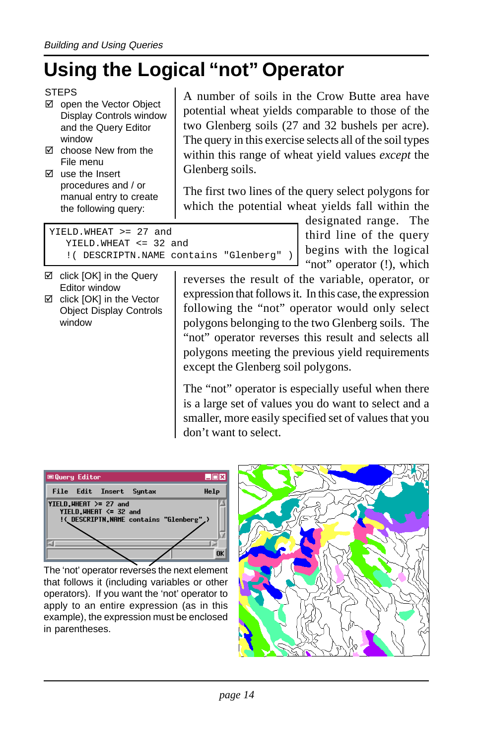# Using the Logical "not" Operator

STEPS

- ☑ open the Vector Object Display Controls window and the Query Editor window
- ☑ choose New from the File menu
- ☑ use the Insert procedures and / or manual entry to create the following query:

```
YIELD.WHEAT >= 27 and
   YIELD.WHEAT <= 32 and
   !( DESCRIPTN.NAME contains "Glenberg" )
```

- ☑ click [OK] in the Query Editor window
- ☑ click [OK] in the Vector Object Display Controls window

A number of soils in the Crow Butte area have potential wheat yields comparable to those of the two Glenberg soils (27 and 32 bushels per acre). The query in this exercise selects all of the soil types within this range of wheat yield values *except* the Glenberg soils.

The first two lines of the query select polygons for which the potential wheat yields fall within the designated range. The third line of the query begins with the logical "not" operator (!), which reverses the result of the variable, operator, or expression that follows it. In this case, the expression following the "not" operator would only select polygons belonging to the two Glenberg soils. The "not" operator reverses this result and selects all polygons meeting the previous yield requirements except the Glenberg soil polygons.

The "not" operator is especially useful when there is a large set of values you do want to select and a smaller, more easily specified set of values that you don't want to select.

The 'not' operator reverses the next element that follows it (including variables or other operators). If you want the 'not' operator to apply to an entire expression (as in this example), the expression must be enclosed in parentheses.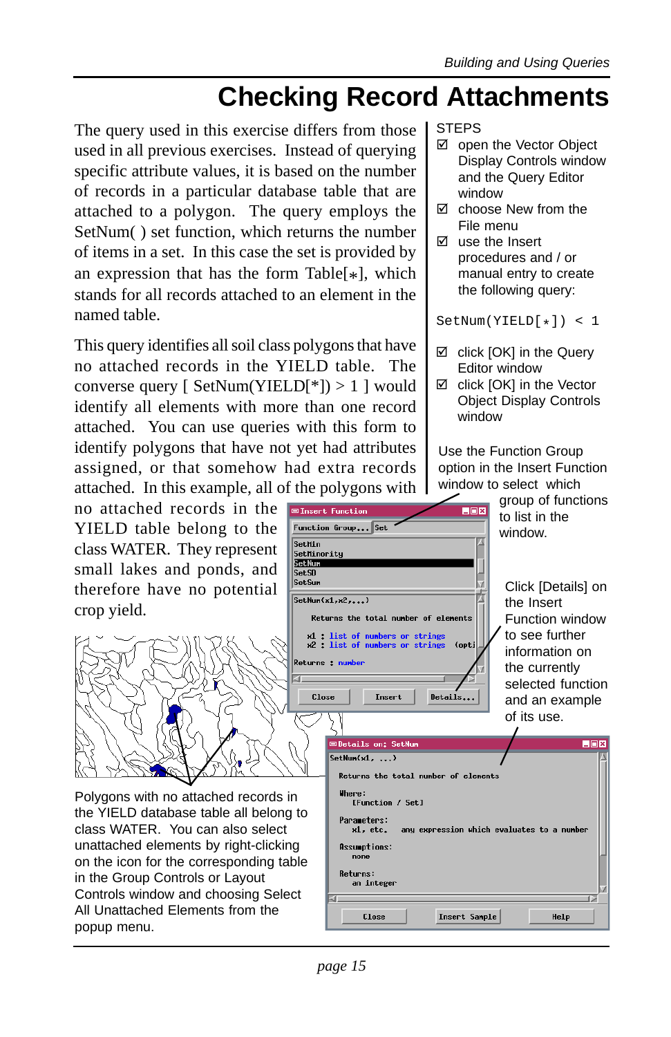# Checking Record Attachments

The query used in this exercise differs from those used in all previous exercises. Instead of querying specific attribute values, it is based on the number of records in a particular database table that are attached to a polygon. The query employs the SetNum( ) set function, which returns the number of items in a set. In this case the set is provided by an expression that has the form Table[*], which stands for all records attached to an element in the named table.

This query identifies all soil class polygons that have no attached records in the YIELD table. The converse query [ SetNum(YIELD[*]) > 1 ] would identify all elements with more than one record attached. You can use queries with this form to identify polygons that have not yet had attributes assigned, or that somehow had extra records attached. In this example, all of the polygons with no attached records in the YIELD table belong to the class WATER. They represent small lakes and ponds, and therefore have no potential crop yield.

STEPS

- ☑ open the Vector Object Display Controls window and the Query Editor window
- ☑ choose New from the File menu
- ☑ use the Insert procedures and / or manual entry to create the following query:

```
SetNum(YIELD[*]) < 1
```

- ☑ click [OK] in the Query Editor window
- ☑ click [OK] in the Vector Object Display Controls window

Use the Function Group option in the Insert Function window to select which group of functions to list in the window.

Click [Details] on the Insert Function window to see further information on the currently selected function and an example of its use.

Polygons with no attached records in the YIELD database table all belong to class WATER. You can also select unattached elements by right-clicking on the icon for the corresponding table in the Group Controls or Layout Controls window and choosing Select All Unattached Elements from the popup menu.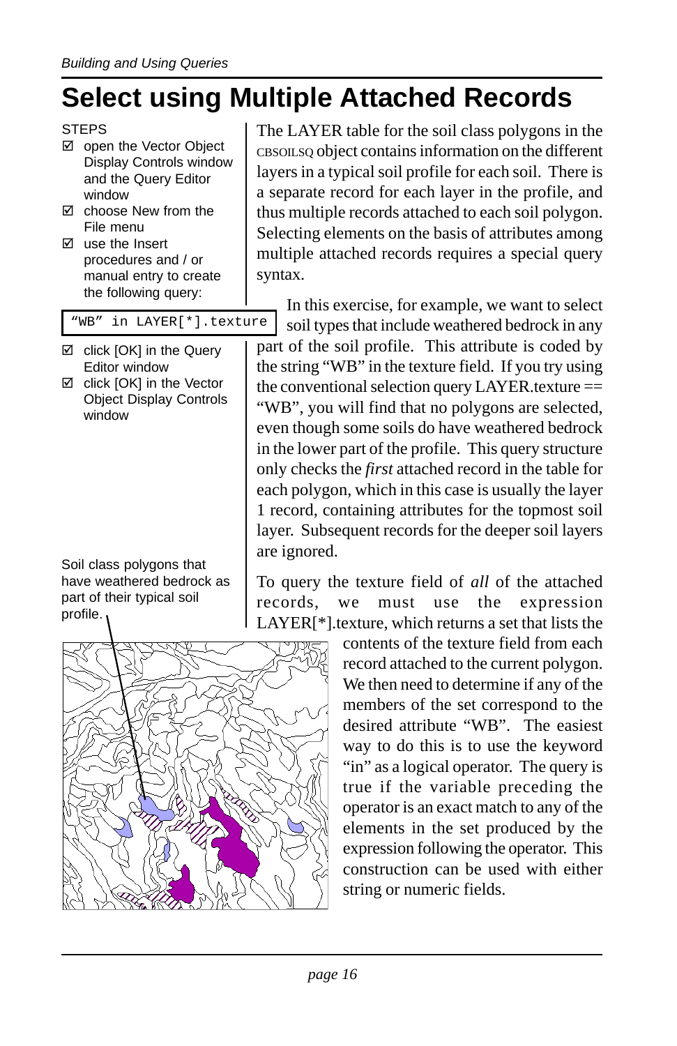# Select using Multiple Attached Records

STEPS

- ☑ open the Vector Object Display Controls window and the Query Editor window
- ☑ choose New from the File menu
- ☑ use the Insert procedures and / or manual entry to create the following query:

```
"WB" in LAYER[*].texture
```

- ☑ click [OK] in the Query Editor window
- ☑ click [OK] in the Vector Object Display Controls window

The LAYER table for the soil class polygons in the CBSOILSQ object contains information on the different layers in a typical soil profile for each soil. There is a separate record for each layer in the profile, and thus multiple records attached to each soil polygon. Selecting elements on the basis of attributes among multiple attached records requires a special query syntax.

In this exercise, for example, we want to select soil types that include weathered bedrock in any part of the soil profile. This attribute is coded by the string "WB" in the texture field. If you try using the conventional selection query LAYER.texture == "WB", you will find that no polygons are selected, even though some soils do have weathered bedrock in the lower part of the profile. This query structure only checks the *first* attached record in the table for each polygon, which in this case is usually the layer 1 record, containing attributes for the topmost soil layer. Subsequent records for the deeper soil layers are ignored.

Soil class polygons that have weathered bedrock as part of their typical soil profile.

To query the texture field of *all* of the attached records, we must use the expression LAYER[*].texture, which returns a set that lists the contents of the texture field from each record attached to the current polygon. We then need to determine if any of the members of the set correspond to the desired attribute "WB". The easiest way to do this is to use the keyword "in" as a logical operator. The query is true if the variable preceding the operator is an exact match to any of the elements in the set produced by the expression following the operator. This construction can be used with either string or numeric fields.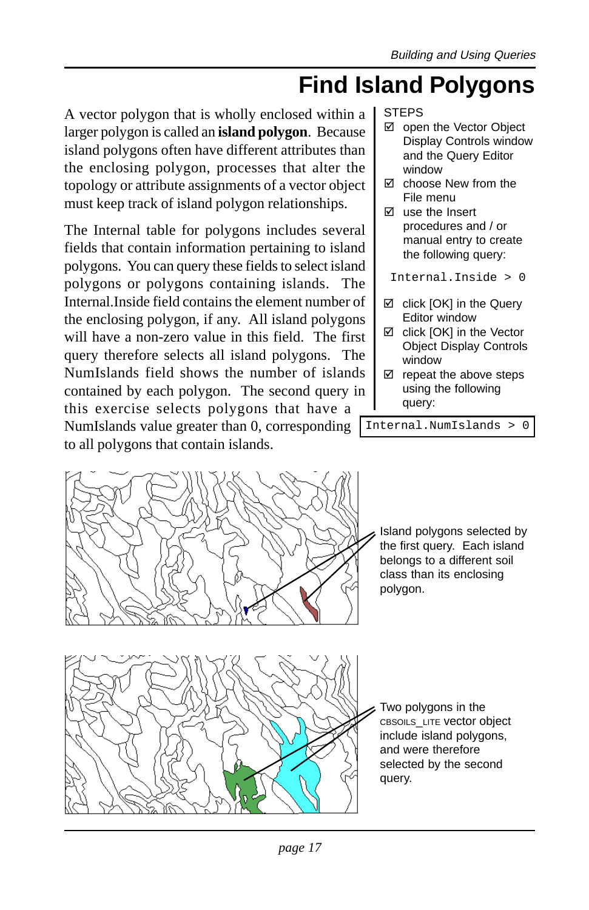# Find Island Polygons

A vector polygon that is wholly enclosed within a larger polygon is called an **island polygon**. Because island polygons often have different attributes than the enclosing polygon, processes that alter the topology or attribute assignments of a vector object must keep track of island polygon relationships.

The Internal table for polygons includes several fields that contain information pertaining to island polygons. You can query these fields to select island polygons or polygons containing islands. The Internal.Inside field contains the element number of the enclosing polygon, if any. All island polygons will have a non-zero value in this field. The first query therefore selects all island polygons. The NumIslands field shows the number of islands contained by each polygon. The second query in this exercise selects polygons that have a NumIslands value greater than 0, corresponding to all polygons that contain islands.

STEPS

- ☑ open the Vector Object Display Controls window and the Query Editor window
- ☑ choose New from the File menu
- ☑ use the Insert procedures and / or manual entry to create the following query:

```
Internal.Inside > 0
```

- ☑ click [OK] in the Query Editor window
- ☑ click [OK] in the Vector Object Display Controls window
- ☑ repeat the above steps using the following query:

```
Internal.NumIslands > 0
```

Island polygons selected by the first query. Each island belongs to a different soil class than its enclosing polygon.

Two polygons in the CBSOILS_LITE vector object include island polygons, and were therefore selected by the second query.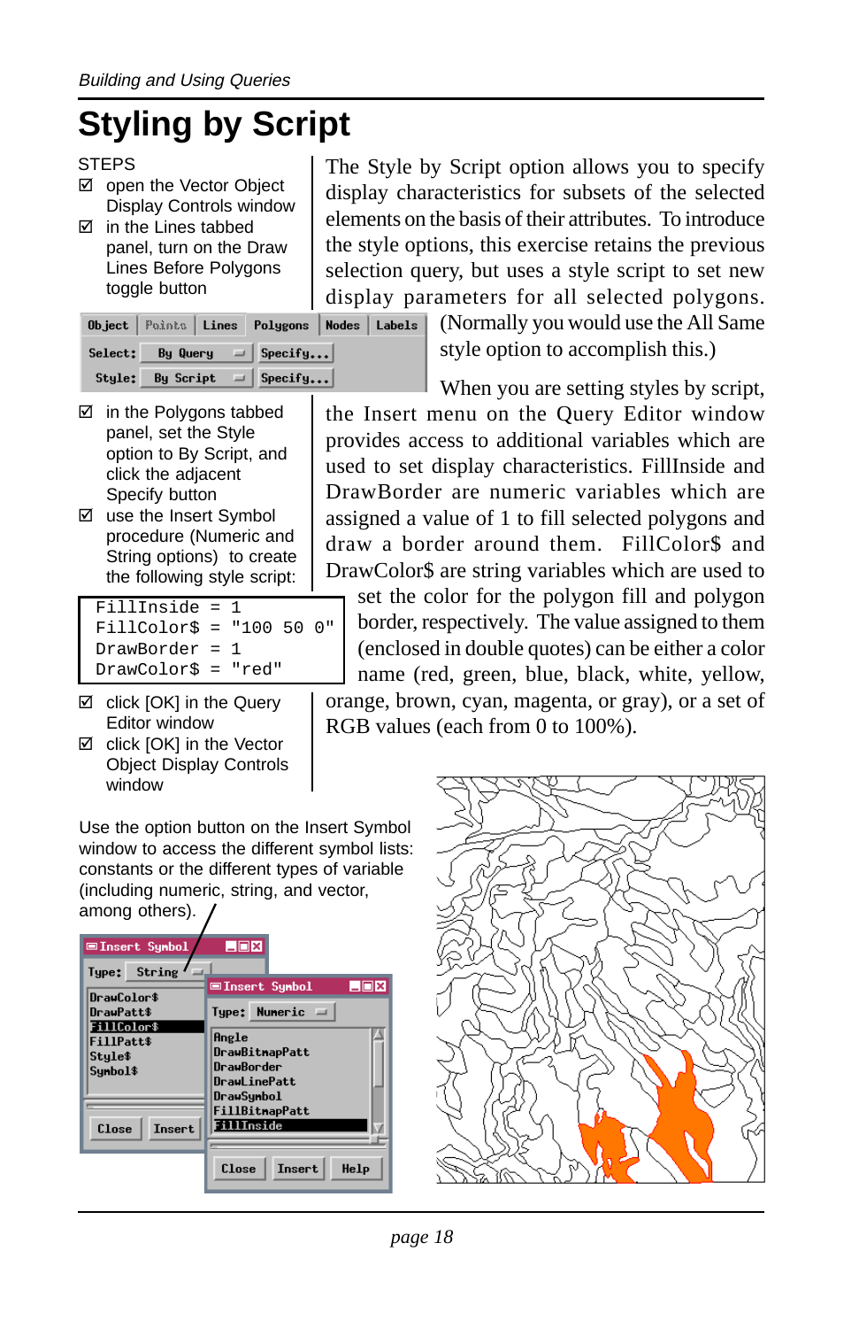# Styling by Script

STEPS

- ☑ open the Vector Object Display Controls window
- ☑ in the Lines tabbed panel, turn on the Draw Lines Before Polygons toggle button
- ☑ in the Polygons tabbed panel, set the Style option to By Script, and click the adjacent Specify button
- ☑ use the Insert Symbol procedure (Numeric and String options) to create the following style script:

```
FillInside = 1
FillColor$ = "100 50 0"
DrawBorder = 1
DrawColor$ = "red"
```

- ☑ click [OK] in the Query Editor window
- ☑ click [OK] in the Vector Object Display Controls window

The Style by Script option allows you to specify display characteristics for subsets of the selected elements on the basis of their attributes. To introduce the style options, this exercise retains the previous selection query, but uses a style script to set new display parameters for all selected polygons. (Normally you would use the All Same style option to accomplish this.)

When you are setting styles by script, the Insert menu on the Query Editor window provides access to additional variables which are used to set display characteristics. FillInside and DrawBorder are numeric variables which are assigned a value of 1 to fill selected polygons and draw a border around them. FillColor$ and DrawColor$ are string variables which are used to set the color for the polygon fill and polygon border, respectively. The value assigned to them (enclosed in double quotes) can be either a color name (red, green, blue, black, white, yellow, orange, brown, cyan, magenta, or gray), or a set of RGB values (each from 0 to 100%).

Use the option button on the Insert Symbol window to access the different symbol lists: constants or the different types of variable (including numeric, string, and vector, among others).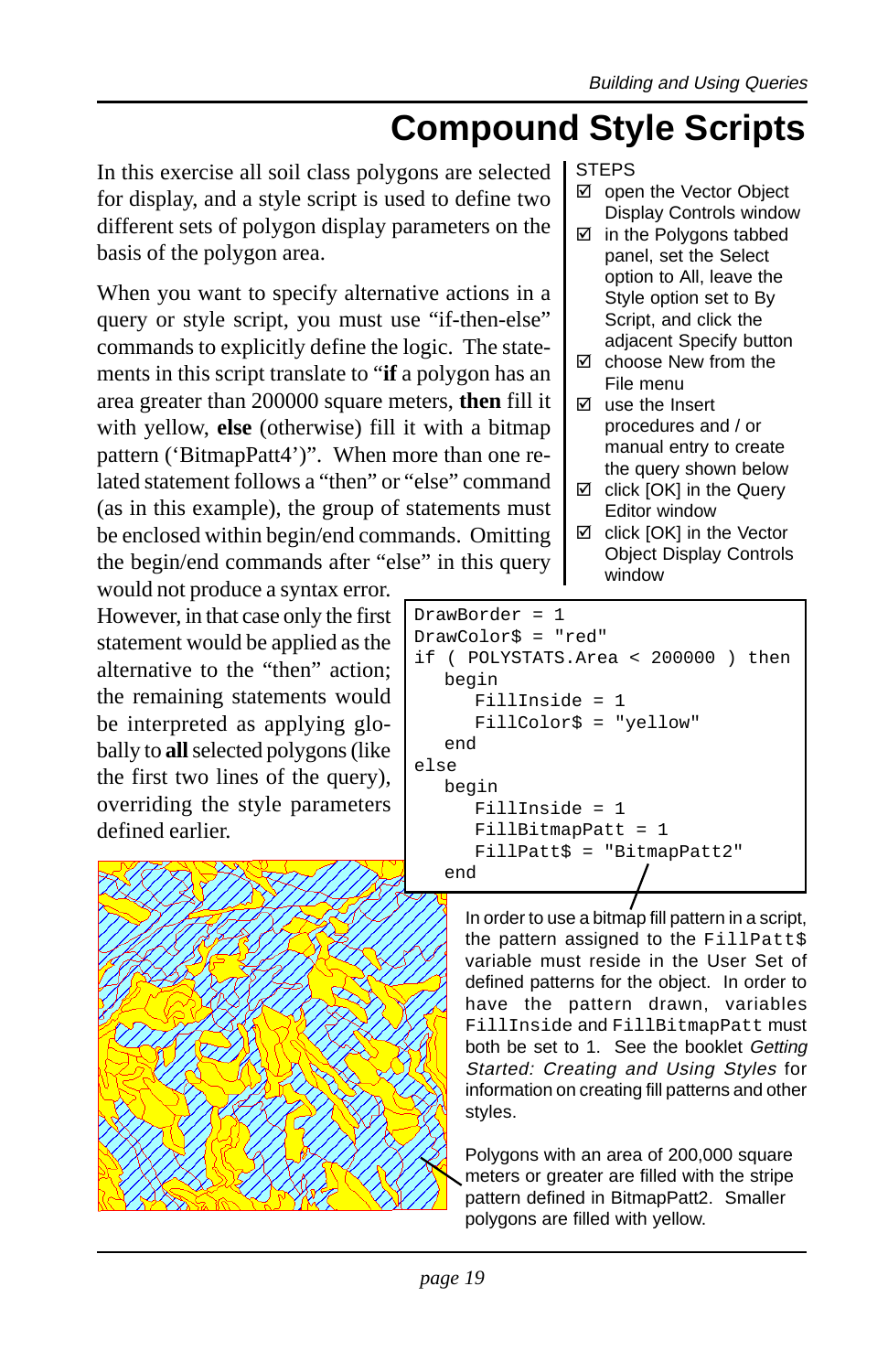# Compound Style Scripts

In this exercise all soil class polygons are selected for display, and a style script is used to define two different sets of polygon display parameters on the basis of the polygon area.

When you want to specify alternative actions in a query or style script, you must use "if-then-else" commands to explicitly define the logic. The statements in this script translate to "**if** a polygon has an area greater than 200000 square meters, **then** fill it with yellow, **else** (otherwise) fill it with a bitmap pattern ('BitmapPatt4')". When more than one related statement follows a "then" or "else" command (as in this example), the group of statements must be enclosed within begin/end commands. Omitting the begin/end commands after "else" in this query would not produce a syntax error. However, in that case only the first statement would be applied as the alternative to the "then" action; the remaining statements would be interpreted as applying globally to **all** selected polygons (like the first two lines of the query), overriding the style parameters defined earlier.

STEPS

- ☑ open the Vector Object Display Controls window
- ☑ in the Polygons tabbed panel, set the Select option to All, leave the Style option set to By Script, and click the adjacent Specify button
- ☑ choose New from the File menu
- ☑ use the Insert procedures and / or manual entry to create the query shown below
- ☑ click [OK] in the Query Editor window
- ☑ click [OK] in the Vector Object Display Controls window

```
DrawBorder = 1
DrawColor$ = "red"
if ( POLYSTATS.Area < 200000 ) then
   begin
      FillInside = 1
      FillColor$ = "yellow"
   end
else
   begin
      FillInside = 1
      FillBitmapPatt = 1
      FillPatt$ = "BitmapPatt2"
   end
```

In order to use a bitmap fill pattern in a script, the pattern assigned to the `FillPatt$` variable must reside in the User Set of defined patterns for the object. In order to have the pattern drawn, variables `FillInside` and `FillBitmapPatt` must both be set to 1. See the booklet *Getting Started: Creating and Using Styles* for information on creating fill patterns and other styles.

Polygons with an area of 200,000 square meters or greater are filled with the stripe pattern defined in BitmapPatt2. Smaller polygons are filled with yellow.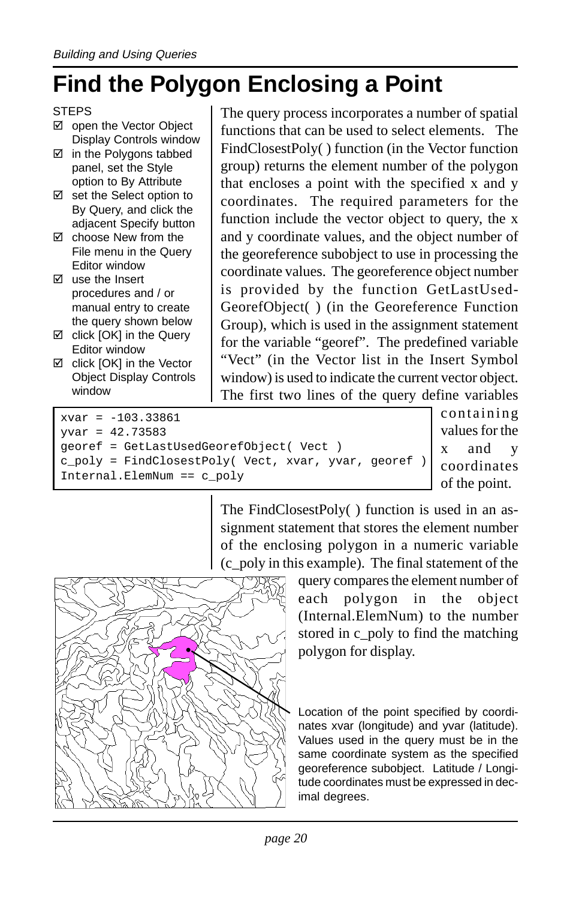# Find the Polygon Enclosing a Point

STEPS

- ☑ open the Vector Object Display Controls window
- ☑ in the Polygons tabbed panel, set the Style option to By Attribute
- ☑ set the Select option to By Query, and click the adjacent Specify button
- ☑ choose New from the File menu in the Query Editor window
- ☑ use the Insert procedures and / or manual entry to create the query shown below
- ☑ click [OK] in the Query Editor window
- ☑ click [OK] in the Vector Object Display Controls window

The query process incorporates a number of spatial functions that can be used to select elements. The FindClosestPoly( ) function (in the Vector function group) returns the element number of the polygon that encloses a point with the specified x and y coordinates. The required parameters for the function include the vector object to query, the x and y coordinate values, and the object number of the georeference subobject to use in processing the coordinate values. The georeference object number is provided by the function GetLastUsedGeorefObject( ) (in the Georeference Function Group), which is used in the assignment statement for the variable "georef". The predefined variable "Vect" (in the Vector list in the Insert Symbol window) is used to indicate the current vector object. The first two lines of the query define variables containing values for the x and y coordinates of the point.

```
xvar = -103.33861
yvar = 42.73583
georef = GetLastUsedGeorefObject( Vect )
c_poly = FindClosestPoly( Vect, xvar, yvar, georef )
Internal.ElemNum == c_poly
```

The FindClosestPoly( ) function is used in an assignment statement that stores the element number of the enclosing polygon in a numeric variable (c_poly in this example). The final statement of the query compares the element number of each polygon in the object (Internal.ElemNum) to the number stored in c_poly to find the matching polygon for display.

Location of the point specified by coordinates xvar (longitude) and yvar (latitude). Values used in the query must be in the same coordinate system as the specified georeference subobject. Latitude / Longitude coordinates must be expressed in decimal degrees.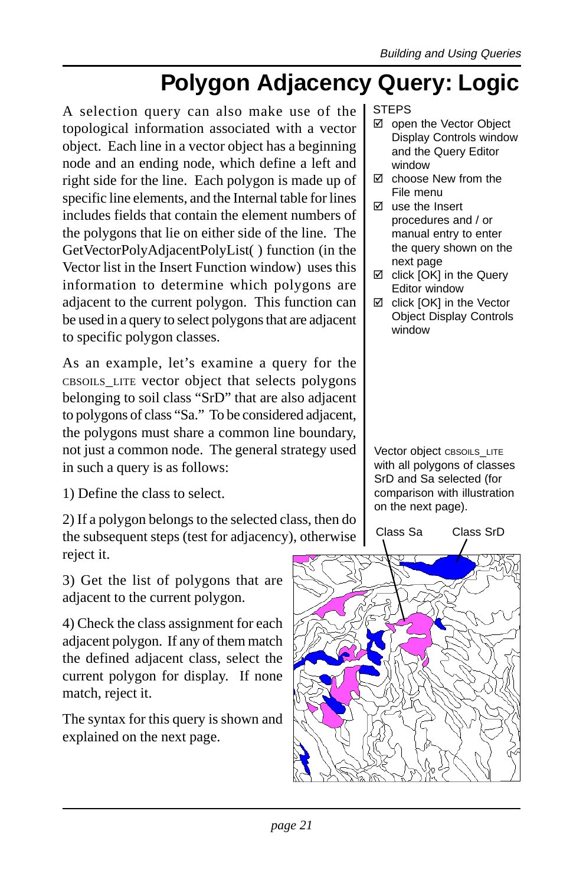# Polygon Adjacency Query: Logic

A selection query can also make use of the topological information associated with a vector object. Each line in a vector object has a beginning node and an ending node, which define a left and right side for the line. Each polygon is made up of specific line elements, and the Internal table for lines includes fields that contain the element numbers of the polygons that lie on either side of the line. The GetVectorPolyAdjacentPolyList( ) function (in the Vector list in the Insert Function window) uses this information to determine which polygons are adjacent to the current polygon. This function can be used in a query to select polygons that are adjacent to specific polygon classes.

As an example, let's examine a query for the CBSOILS_LITE vector object that selects polygons belonging to soil class "SrD" that are also adjacent to polygons of class "Sa." To be considered adjacent, the polygons must share a common line boundary, not just a common node. The general strategy used in such a query is as follows:

1) Define the class to select.

2) If a polygon belongs to the selected class, then do the subsequent steps (test for adjacency), otherwise reject it.

3) Get the list of polygons that are adjacent to the current polygon.

4) Check the class assignment for each adjacent polygon. If any of them match the defined adjacent class, select the current polygon for display. If none match, reject it.

The syntax for this query is shown and explained on the next page.

STEPS

- ☑ open the Vector Object Display Controls window and the Query Editor window
- ☑ choose New from the File menu
- ☑ use the Insert procedures and / or manual entry to enter the query shown on the next page
- ☑ click [OK] in the Query Editor window
- ☑ click [OK] in the Vector Object Display Controls window

Vector object CBSOILS_LITE with all polygons of classes SrD and Sa selected (for comparison with illustration on the next page).

Class Sa Class SrD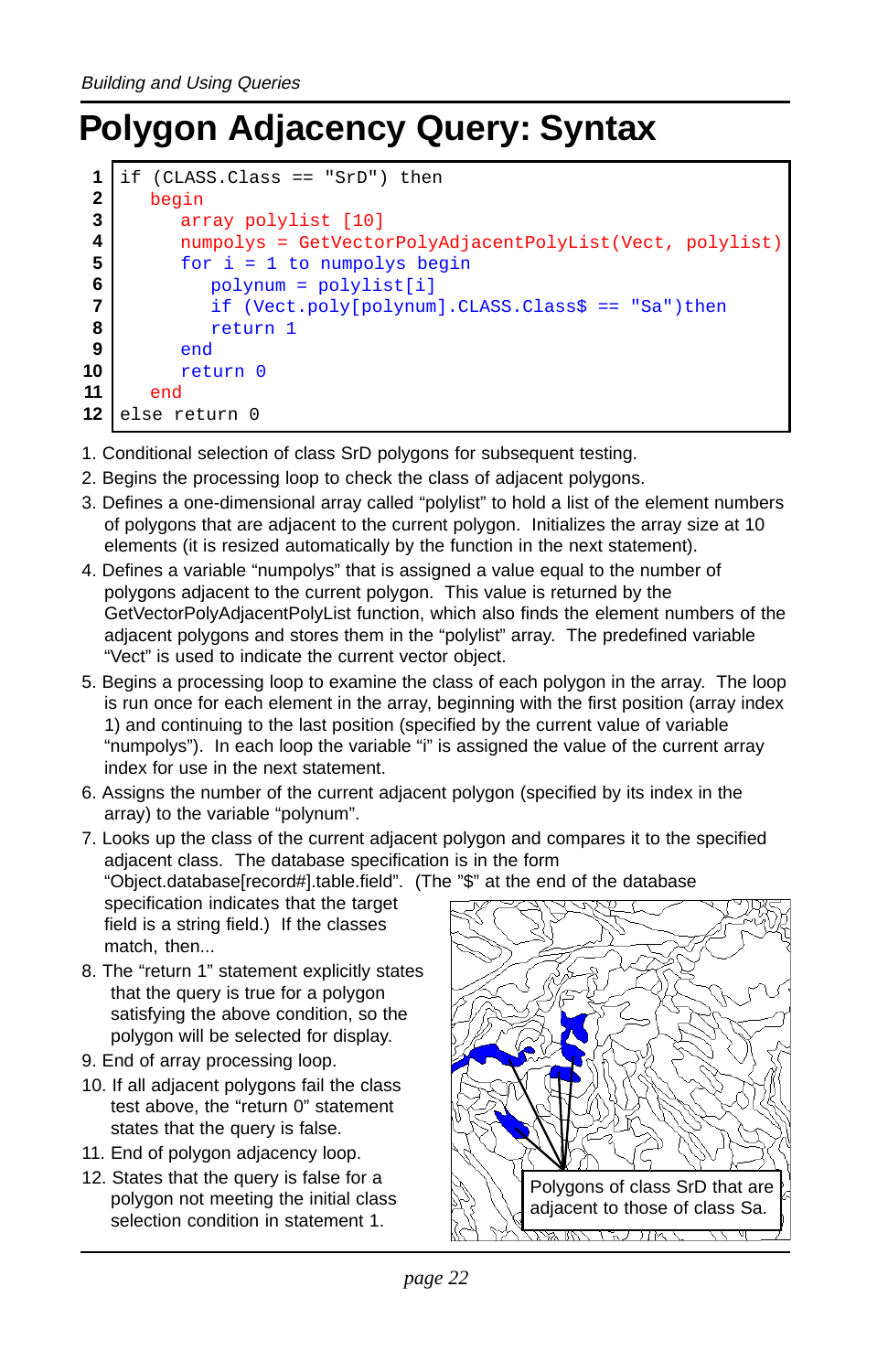# Polygon Adjacency Query: Syntax

```
1  if (CLASS.Class == "SrD") then
2     begin
3        array polylist [10]
4        numpolys = GetVectorPolyAdjacentPolyList(Vect, polylist)
5        for i = 1 to numpolys begin
6           polynum = polylist[i]
7           if (Vect.poly[polynum].CLASS.Class$ == "Sa")then
8           return 1
9        end
10       return 0
11    end
12 else return 0
```

1. Conditional selection of class SrD polygons for subsequent testing.
2. Begins the processing loop to check the class of adjacent polygons.
3. Defines a one-dimensional array called “polylist” to hold a list of the element numbers of polygons that are adjacent to the current polygon. Initializes the array size at 10 elements (it is resized automatically by the function in the next statement).
4. Defines a variable “numpolys” that is assigned a value equal to the number of polygons adjacent to the current polygon. This value is returned by the GetVectorPolyAdjacentPolyList function, which also finds the element numbers of the adjacent polygons and stores them in the “polylist” array. The predefined variable “Vect” is used to indicate the current vector object.
5. Begins a processing loop to examine the class of each polygon in the array. The loop is run once for each element in the array, beginning with the first position (array index 1) and continuing to the last position (specified by the current value of variable “numpolys”). In each loop the variable “i” is assigned the value of the current array index for use in the next statement.
6. Assigns the number of the current adjacent polygon (specified by its index in the array) to the variable “polynum”.
7. Looks up the class of the current adjacent polygon and compares it to the specified adjacent class. The database specification is in the form “Object.database[record#].table.field”. (The "$" at the end of the database specification indicates that the target field is a string field.) If the classes match, then...
8. The “return 1” statement explicitly states that the query is true for a polygon satisfying the above condition, so the polygon will be selected for display.
9. End of array processing loop.
10. If all adjacent polygons fail the class test above, the “return 0” statement states that the query is false.
11. End of polygon adjacency loop.
12. States that the query is false for a polygon not meeting the initial class selection condition in statement 1.

Polygons of class SrD that are adjacent to those of class Sa.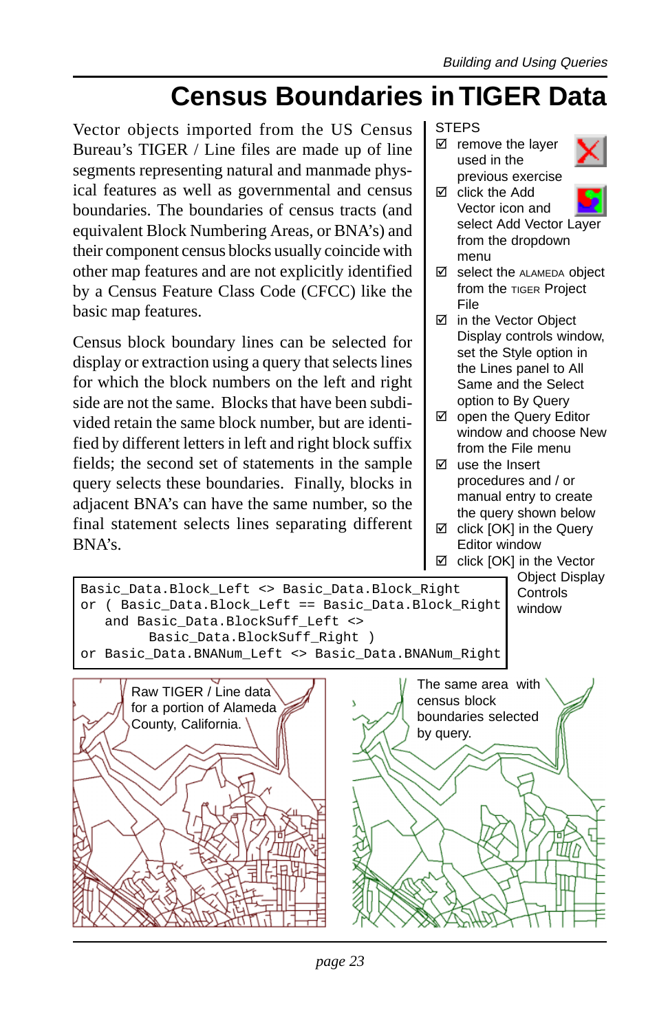# Census Boundaries in TIGER Data

Vector objects imported from the US Census Bureau's TIGER / Line files are made up of line segments representing natural and manmade physical features as well as governmental and census boundaries. The boundaries of census tracts (and equivalent Block Numbering Areas, or BNA's) and their component census blocks usually coincide with other map features and are not explicitly identified by a Census Feature Class Code (CFCC) like the basic map features.

Census block boundary lines can be selected for display or extraction using a query that selects lines for which the block numbers on the left and right side are not the same. Blocks that have been subdivided retain the same block number, but are identified by different letters in left and right block suffix fields; the second set of statements in the sample query selects these boundaries. Finally, blocks in adjacent BNA's can have the same number, so the final statement selects lines separating different BNA's.

STEPS

- ☑ remove the layer used in the previous exercise
- ☑ click the Add Vector icon and select Add Vector Layer from the dropdown menu
- ☑ select the ALAMEDA object from the TIGER Project File
- ☑ in the Vector Object Display controls window, set the Style option in the Lines panel to All Same and the Select option to By Query
- ☑ open the Query Editor window and choose New from the File menu
- ☑ use the Insert procedures and / or manual entry to create the query shown below
- ☑ click [OK] in the Query Editor window
- ☑ click [OK] in the Vector Object Display Controls window

```
Basic_Data.Block_Left <> Basic_Data.Block_Right
or ( Basic_Data.Block_Left == Basic_Data.Block_Right
   and Basic_Data.BlockSuff_Left <>
        Basic_Data.BlockSuff_Right )
or Basic_Data.BNANum_Left <> Basic_Data.BNANum_Right
```

Raw TIGER / Line data for a portion of Alameda County, California.

The same area with census block boundaries selected by query.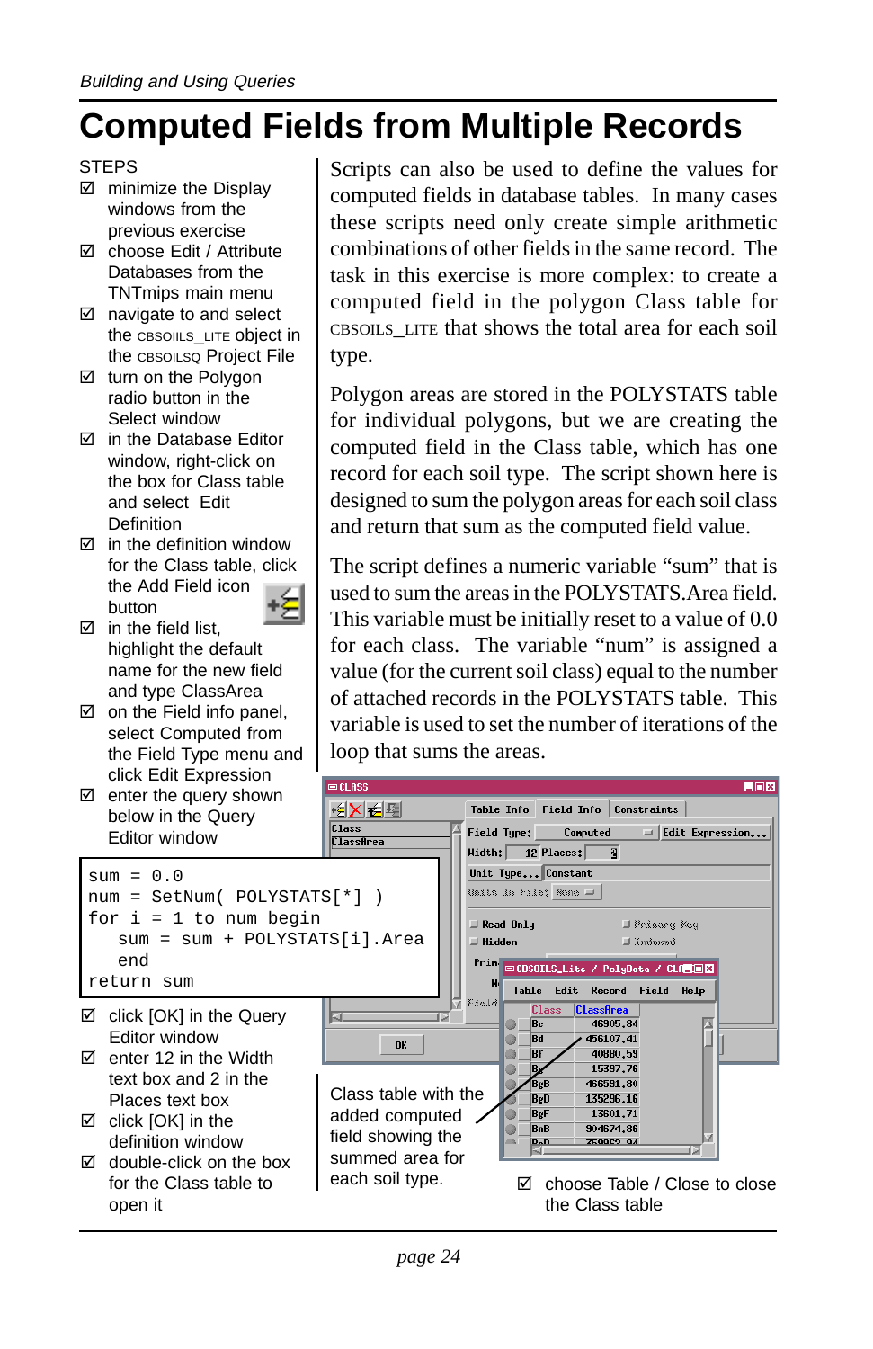# Computed Fields from Multiple Records

STEPS

- ☑ minimize the Display windows from the previous exercise
- ☑ choose Edit / Attribute Databases from the TNTmips main menu
- ☑ navigate to and select the CBSOILS_LITE object in the CBSOILSQ Project File
- ☑ turn on the Polygon radio button in the Select window
- ☑ in the Database Editor window, right-click on the box for Class table and select Edit Definition
- ☑ in the definition window for the Class table, click the Add Field icon button
- ☑ in the field list, highlight the default name for the new field and type ClassArea
- ☑ on the Field info panel, select Computed from the Field Type menu and click Edit Expression
- ☑ enter the query shown below in the Query Editor window

```
sum = 0.0
num = SetNum( POLYSTATS[*] )
for i = 1 to num begin
   sum = sum + POLYSTATS[i].Area
   end
return sum
```

- ☑ click [OK] in the Query Editor window
- ☑ enter 12 in the Width text box and 2 in the Places text box
- ☑ click [OK] in the definition window
- ☑ double-click on the box for the Class table to open it

Scripts can also be used to define the values for computed fields in database tables. In many cases these scripts need only create simple arithmetic combinations of other fields in the same record. The task in this exercise is more complex: to create a computed field in the polygon Class table for CBSOILS_LITE that shows the total area for each soil type.

Polygon areas are stored in the POLYSTATS table for individual polygons, but we are creating the computed field in the Class table, which has one record for each soil type. The script shown here is designed to sum the polygon areas for each soil class and return that sum as the computed field value.

The script defines a numeric variable "sum" that is used to sum the areas in the POLYSTATS.Area field. This variable must be initially reset to a value of 0.0 for each class. The variable "num" is assigned a value (for the current soil class) equal to the number of attached records in the POLYSTATS table. This variable is used to set the number of iterations of the loop that sums the areas.

Class table with the added computed field showing the summed area for each soil type.

- ☑ choose Table / Close to close the Class table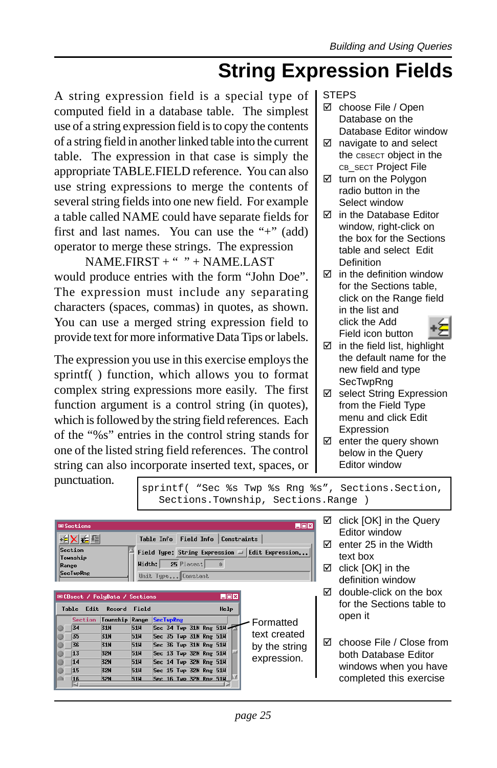# String Expression Fields

A string expression field is a special type of computed field in a database table. The simplest use of a string expression field is to copy the contents of a string field in another linked table into the current table. The expression in that case is simply the appropriate TABLE.FIELD reference. You can also use string expressions to merge the contents of several string fields into one new field. For example a table called NAME could have separate fields for first and last names. You can use the "+" (add) operator to merge these strings. The expression

NAME.FIRST + " " + NAME.LAST

would produce entries with the form "John Doe". The expression must include any separating characters (spaces, commas) in quotes, as shown. You can use a merged string expression field to provide text for more informative Data Tips or labels.

The expression you use in this exercise employs the sprintf( ) function, which allows you to format complex string expressions more easily. The first function argument is a control string (in quotes), which is followed by the string field references. Each of the "%s" entries in the control string stands for one of the listed string field references. The control string can also incorporate inserted text, spaces, or punctuation.

STEPS

- ☑ choose File / Open Database on the Database Editor window
- ☑ navigate to and select the CBSECT object in the CB_SECT Project File
- ☑ turn on the Polygon radio button in the Select window
- ☑ in the Database Editor window, right-click on the box for the Sections table and select Edit Definition
- ☑ in the definition window for the Sections table, click on the Range field in the list and click the Add Field icon button
- ☑ in the field list, highlight the default name for the new field and type SecTwpRng
- ☑ select String Expression from the Field Type menu and click Edit Expression
- ☑ enter the query shown below in the Query Editor window

```
sprintf( "Sec %s Twp %s Rng %s", Sections.Section,
   Sections.Township, Sections.Range )
```

- ☑ click [OK] in the Query Editor window
- ☑ enter 25 in the Width text box
- ☑ click [OK] in the definition window
- ☑ double-click on the box for the Sections table to open it
- ☑ choose File / Close from both Database Editor windows when you have completed this exercise

Formatted text created by the string expression.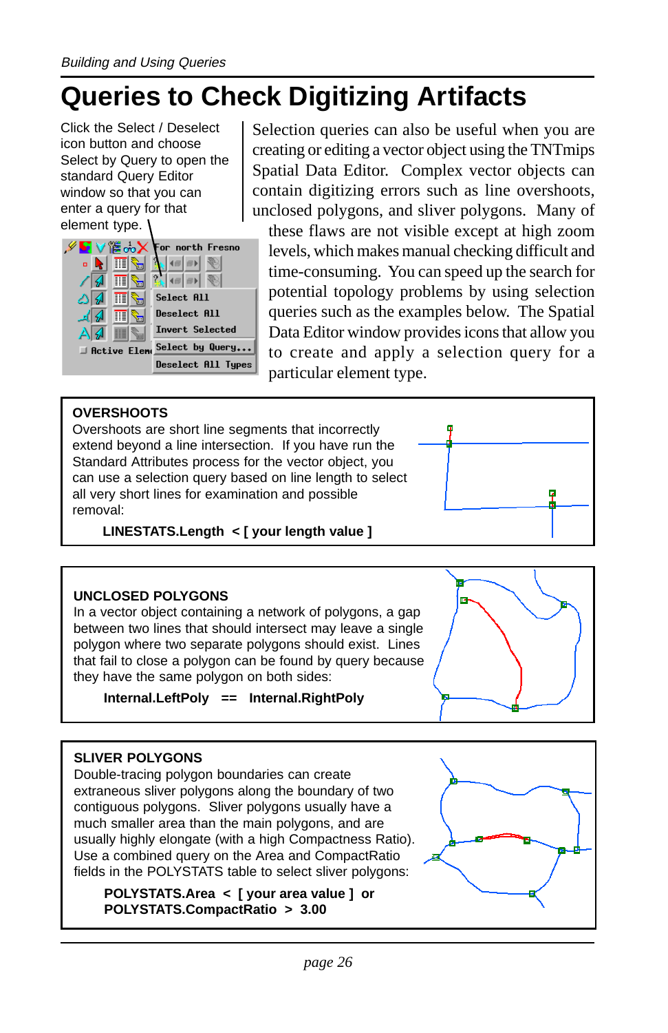# Queries to Check Digitizing Artifacts

Click the Select / Deselect icon button and choose Select by Query to open the standard Query Editor window so that you can enter a query for that element type.

Selection queries can also be useful when you are creating or editing a vector object using the TNTmips Spatial Data Editor. Complex vector objects can contain digitizing errors such as line overshoots, unclosed polygons, and sliver polygons. Many of these flaws are not visible except at high zoom levels, which makes manual checking difficult and time-consuming. You can speed up the search for potential topology problems by using selection queries such as the examples below. The Spatial Data Editor window provides icons that allow you to create and apply a selection query for a particular element type.

**OVERSHOOTS**

Overshoots are short line segments that incorrectly extend beyond a line intersection. If you have run the Standard Attributes process for the vector object, you can use a selection query based on line length to select all very short lines for examination and possible removal:

**LINESTATS.Length < [ your length value ]**

**UNCLOSED POLYGONS**

In a vector object containing a network of polygons, a gap between two lines that should intersect may leave a single polygon where two separate polygons should exist. Lines that fail to close a polygon can be found by query because they have the same polygon on both sides:

**Internal.LeftPoly == Internal.RightPoly**

**SLIVER POLYGONS**

Double-tracing polygon boundaries can create extraneous sliver polygons along the boundary of two contiguous polygons. Sliver polygons usually have a much smaller area than the main polygons, and are usually highly elongate (with a high Compactness Ratio). Use a combined query on the Area and CompactRatio fields in the POLYSTATS table to select sliver polygons:

**POLYSTATS.Area < [ your area value ] or**
**POLYSTATS.CompactRatio > 3.00**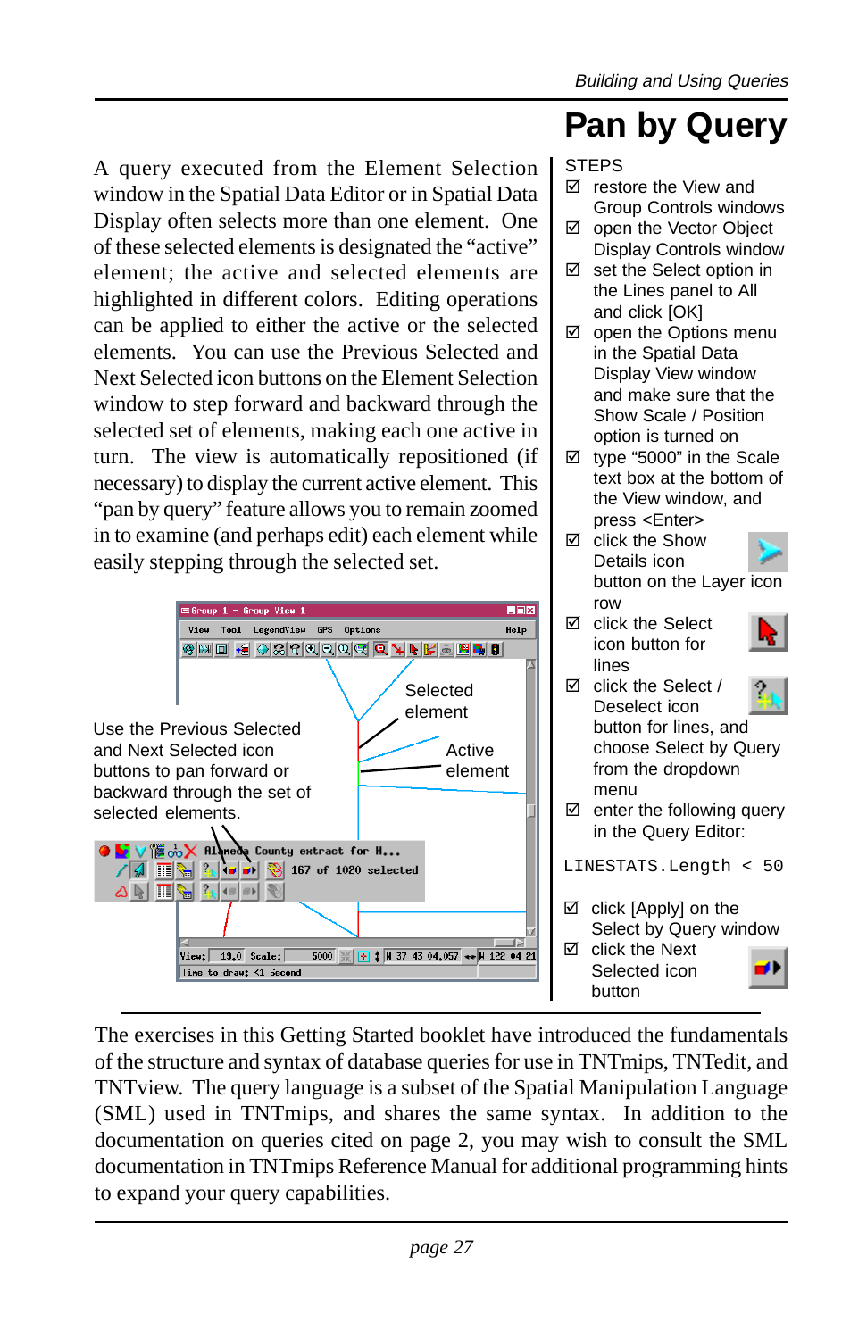# Pan by Query

A query executed from the Element Selection window in the Spatial Data Editor or in Spatial Data Display often selects more than one element. One of these selected elements is designated the "active" element; the active and selected elements are highlighted in different colors. Editing operations can be applied to either the active or the selected elements. You can use the Previous Selected and Next Selected icon buttons on the Element Selection window to step forward and backward through the selected set of elements, making each one active in turn. The view is automatically repositioned (if necessary) to display the current active element. This "pan by query" feature allows you to remain zoomed in to examine (and perhaps edit) each element while easily stepping through the selected set.

Selected element

Active element

Use the Previous Selected and Next Selected icon buttons to pan forward or backward through the set of selected elements.

STEPS

- ☑ restore the View and Group Controls windows
- ☑ open the Vector Object Display Controls window
- ☑ set the Select option in the Lines panel to All and click [OK]
- ☑ open the Options menu in the Spatial Data Display View window and make sure that the Show Scale / Position option is turned on
- ☑ type "5000" in the Scale text box at the bottom of the View window, and press <Enter>
- ☑ click the Show Details icon button on the Layer icon row
- ☑ click the Select icon button for lines
- ☑ click the Select / Deselect icon button for lines, and choose Select by Query from the dropdown menu
- ☑ enter the following query in the Query Editor:

```
LINESTATS.Length < 50
```

- ☑ click [Apply] on the Select by Query window
- ☑ click the Next Selected icon button

The exercises in this Getting Started booklet have introduced the fundamentals of the structure and syntax of database queries for use in TNTmips, TNTedit, and TNTview. The query language is a subset of the Spatial Manipulation Language (SML) used in TNTmips, and shares the same syntax. In addition to the documentation on queries cited on page 2, you may wish to consult the SML documentation in TNTmips Reference Manual for additional programming hints to expand your query capabilities.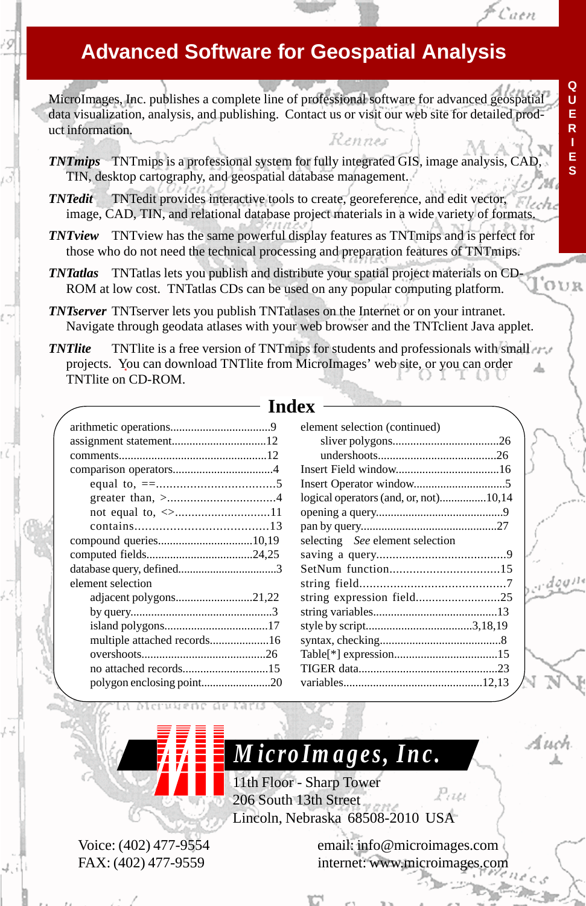# Advanced Software for Geospatial Analysis

QUERIES

MicroImages, Inc. publishes a complete line of professional software for advanced geospatial data visualization, analysis, and publishing. Contact us or visit our web site for detailed product information.

***TNTmips*** TNTmips is a professional system for fully integrated GIS, image analysis, CAD, TIN, desktop cartography, and geospatial database management.

***TNTedit*** TNTedit provides interactive tools to create, georeference, and edit vector, image, CAD, TIN, and relational database project materials in a wide variety of formats.

***TNTview*** TNTview has the same powerful display features as TNTmips and is perfect for those who do not need the technical processing and preparation features of TNTmips.

***TNTatlas*** TNTatlas lets you publish and distribute your spatial project materials on CD-ROM at low cost. TNTatlas CDs can be used on any popular computing platform.

***TNTserver*** TNTserver lets you publish TNTatlases on the Internet or on your intranet. Navigate through geodata atlases with your web browser and the TNTclient Java applet.

***TNTlite*** TNTlite is a free version of TNTmips for students and professionals with small projects. You can download TNTlite from MicroImages' web site, or you can order TNTlite on CD-ROM.

## Index

arithmetic operations....9
assignment statement....12
comments....12
comparison operators....4
- equal to, ==....5
- greater than, >....4
- not equal to, <>....11
- contains....13

compound queries....10,19
computed fields....24,25
database query, defined....3
element selection
- adjacent polygons....21,22
- by query....3
- island polygons....17
- multiple attached records....16
- overshoots....26
- no attached records....15
- polygon enclosing point....20

element selection (continued)
- sliver polygons....26
- undershoots....26

Insert Field window....16
Insert Operator window....5
logical operators (and, or, not)....10,14
opening a query....9
pan by query....27
selecting *See* element selection
saving a query....9
SetNum function....15
string field....7
string expression field....25
string variables....13
style by script....3,18,19
syntax, checking....8
Table[*] expression....15
TIGER data....23
variables....12,13

***MicroImages, Inc.***

11th Floor - Sharp Tower
206 South 13th Street
Lincoln, Nebraska 68508-2010 USA

Voice: (402) 477-9554
FAX: (402) 477-9559

email: info@microimages.com
internet: www.microimages.com